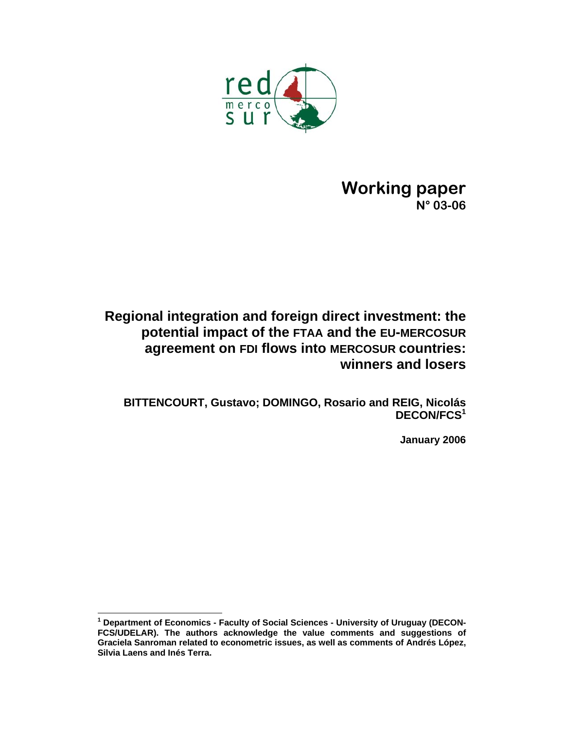red mercosur

**Working paper**
**N° 03-06**

# Regional integration and foreign direct investment: the potential impact of the FTAA and the EU-MERCOSUR agreement on FDI flows into MERCOSUR countries: winners and losers

**BITTENCOURT, Gustavo; DOMINGO, Rosario and REIG, Nicolás**
**DECON/FCS[1]**

**January 2006**

---

[1] **Department of Economics - Faculty of Social Sciences - University of Uruguay (DECON-FCS/UDELAR). The authors acknowledge the value comments and suggestions of Graciela Sanroman related to econometric issues, as well as comments of Andrés López, Silvia Laens and Inés Terra.**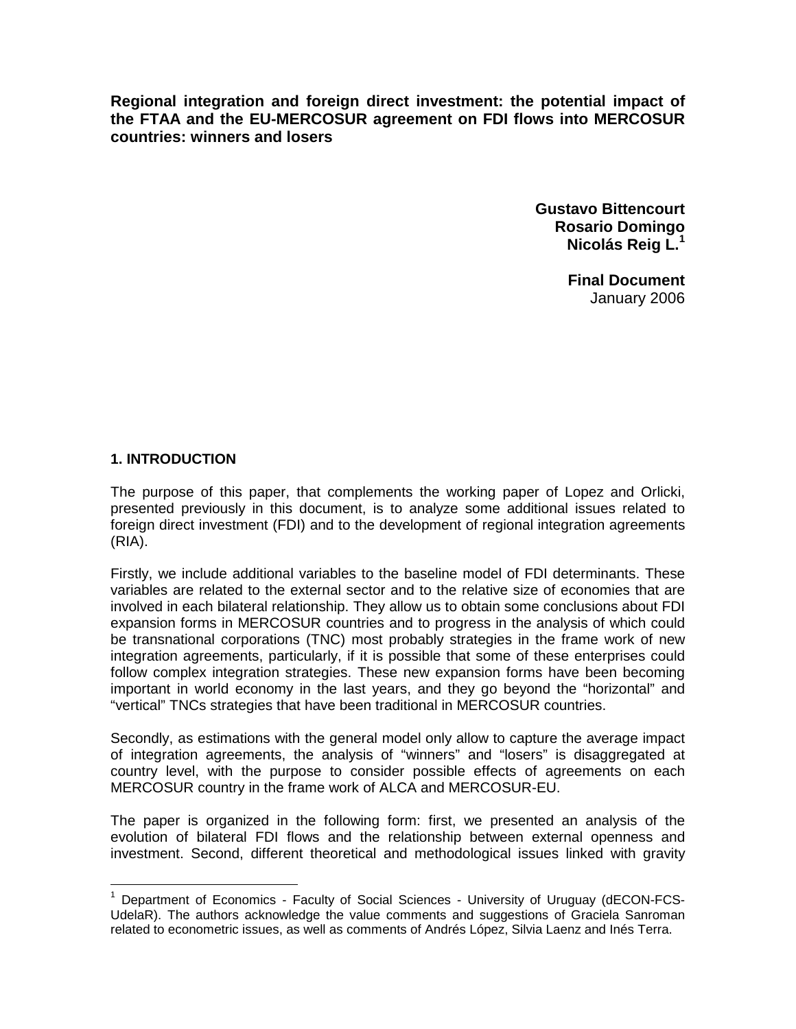**Regional integration and foreign direct investment: the potential impact of the FTAA and the EU-MERCOSUR agreement on FDI flows into MERCOSUR countries: winners and losers**

**Gustavo Bittencourt**
**Rosario Domingo**
**Nicolás Reig L.**[1]

**Final Document**
January 2006

## 1. INTRODUCTION

The purpose of this paper, that complements the working paper of Lopez and Orlicki, presented previously in this document, is to analyze some additional issues related to foreign direct investment (FDI) and to the development of regional integration agreements (RIA).

Firstly, we include additional variables to the baseline model of FDI determinants. These variables are related to the external sector and to the relative size of economies that are involved in each bilateral relationship. They allow us to obtain some conclusions about FDI expansion forms in MERCOSUR countries and to progress in the analysis of which could be transnational corporations (TNC) most probably strategies in the frame work of new integration agreements, particularly, if it is possible that some of these enterprises could follow complex integration strategies. These new expansion forms have been becoming important in world economy in the last years, and they go beyond the "horizontal" and "vertical" TNCs strategies that have been traditional in MERCOSUR countries.

Secondly, as estimations with the general model only allow to capture the average impact of integration agreements, the analysis of "winners" and "losers" is disaggregated at country level, with the purpose to consider possible effects of agreements on each MERCOSUR country in the frame work of ALCA and MERCOSUR-EU.

The paper is organized in the following form: first, we presented an analysis of the evolution of bilateral FDI flows and the relationship between external openness and investment. Second, different theoretical and methodological issues linked with gravity

[1] Department of Economics - Faculty of Social Sciences - University of Uruguay (dECON-FCS-UdelaR). The authors acknowledge the value comments and suggestions of Graciela Sanroman related to econometric issues, as well as comments of Andrés López, Silvia Laenz and Inés Terra.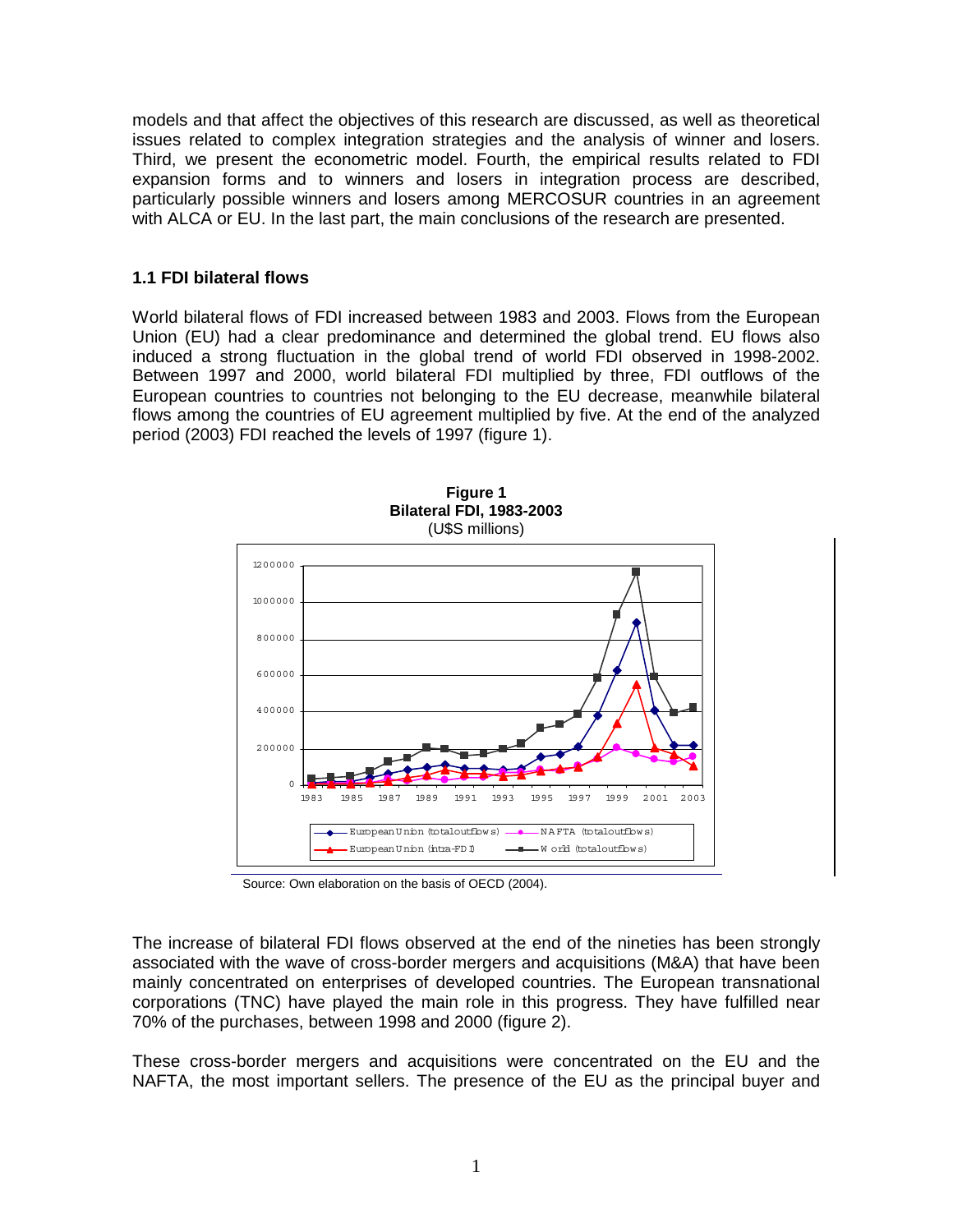models and that affect the objectives of this research are discussed, as well as theoretical issues related to complex integration strategies and the analysis of winner and losers. Third, we present the econometric model. Fourth, the empirical results related to FDI expansion forms and to winners and losers in integration process are described, particularly possible winners and losers among MERCOSUR countries in an agreement with ALCA or EU. In the last part, the main conclusions of the research are presented.

### 1.1 FDI bilateral flows

World bilateral flows of FDI increased between 1983 and 2003. Flows from the European Union (EU) had a clear predominance and determined the global trend. EU flows also induced a strong fluctuation in the global trend of world FDI observed in 1998-2002. Between 1997 and 2000, world bilateral FDI multiplied by three, FDI outflows of the European countries to countries not belonging to the EU decrease, meanwhile bilateral flows among the countries of EU agreement multiplied by five. At the end of the analyzed period (2003) FDI reached the levels of 1997 (figure 1).

**Figure 1**
**Bilateral FDI, 1983-2003**
(U$S millions)

Source: Own elaboration on the basis of OECD (2004).

The increase of bilateral FDI flows observed at the end of the nineties has been strongly associated with the wave of cross-border mergers and acquisitions (M&A) that have been mainly concentrated on enterprises of developed countries. The European transnational corporations (TNC) have played the main role in this progress. They have fulfilled near 70% of the purchases, between 1998 and 2000 (figure 2).

These cross-border mergers and acquisitions were concentrated on the EU and the NAFTA, the most important sellers. The presence of the EU as the principal buyer and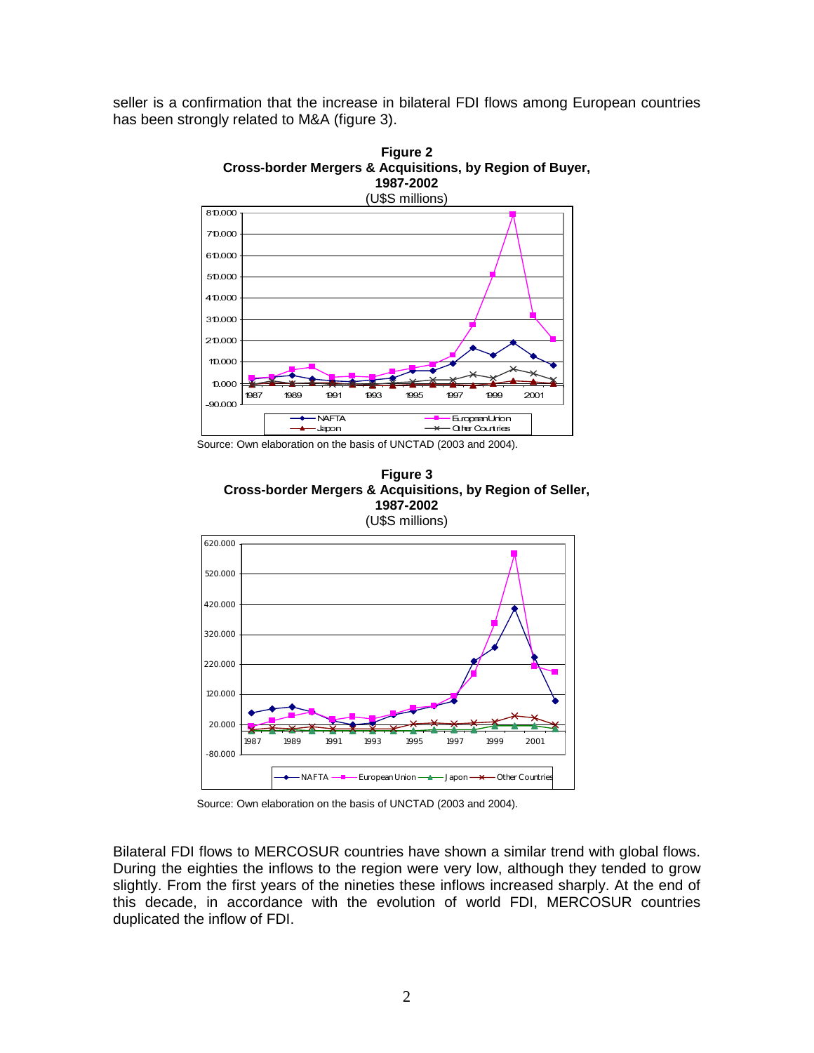seller is a confirmation that the increase in bilateral FDI flows among European countries has been strongly related to M&A (figure 3).

**Figure 2**
**Cross-border Mergers & Acquisitions, by Region of Buyer, 1987-2002**
(U$S millions)

Source: Own elaboration on the basis of UNCTAD (2003 and 2004).

**Figure 3**
**Cross-border Mergers & Acquisitions, by Region of Seller, 1987-2002**
(U$S millions)

Source: Own elaboration on the basis of UNCTAD (2003 and 2004).

Bilateral FDI flows to MERCOSUR countries have shown a similar trend with global flows. During the eighties the inflows to the region were very low, although they tended to grow slightly. From the first years of the nineties these inflows increased sharply. At the end of this decade, in accordance with the evolution of world FDI, MERCOSUR countries duplicated the inflow of FDI.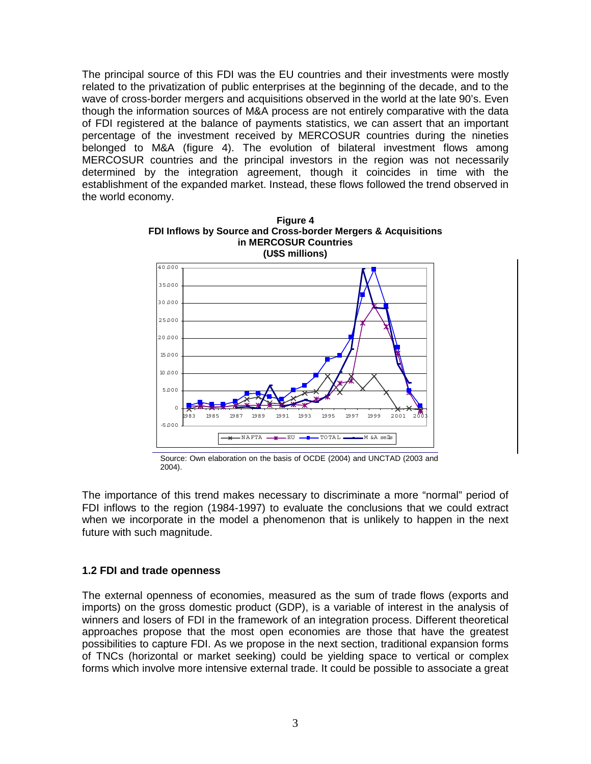The principal source of this FDI was the EU countries and their investments were mostly related to the privatization of public enterprises at the beginning of the decade, and to the wave of cross-border mergers and acquisitions observed in the world at the late 90's. Even though the information sources of M&A process are not entirely comparative with the data of FDI registered at the balance of payments statistics, we can assert that an important percentage of the investment received by MERCOSUR countries during the nineties belonged to M&A (figure 4). The evolution of bilateral investment flows among MERCOSUR countries and the principal investors in the region was not necessarily determined by the integration agreement, though it coincides in time with the establishment of the expanded market. Instead, these flows followed the trend observed in the world economy.

**Figure 4**
**FDI Inflows by Source and Cross-border Mergers & Acquisitions in MERCOSUR Countries**
**(U$S millions)**

Source: Own elaboration on the basis of OCDE (2004) and UNCTAD (2003 and 2004).

The importance of this trend makes necessary to discriminate a more "normal" period of FDI inflows to the region (1984-1997) to evaluate the conclusions that we could extract when we incorporate in the model a phenomenon that is unlikely to happen in the next future with such magnitude.

### 1.2 FDI and trade openness

The external openness of economies, measured as the sum of trade flows (exports and imports) on the gross domestic product (GDP), is a variable of interest in the analysis of winners and losers of FDI in the framework of an integration process. Different theoretical approaches propose that the most open economies are those that have the greatest possibilities to capture FDI. As we propose in the next section, traditional expansion forms of TNCs (horizontal or market seeking) could be yielding space to vertical or complex forms which involve more intensive external trade. It could be possible to associate a great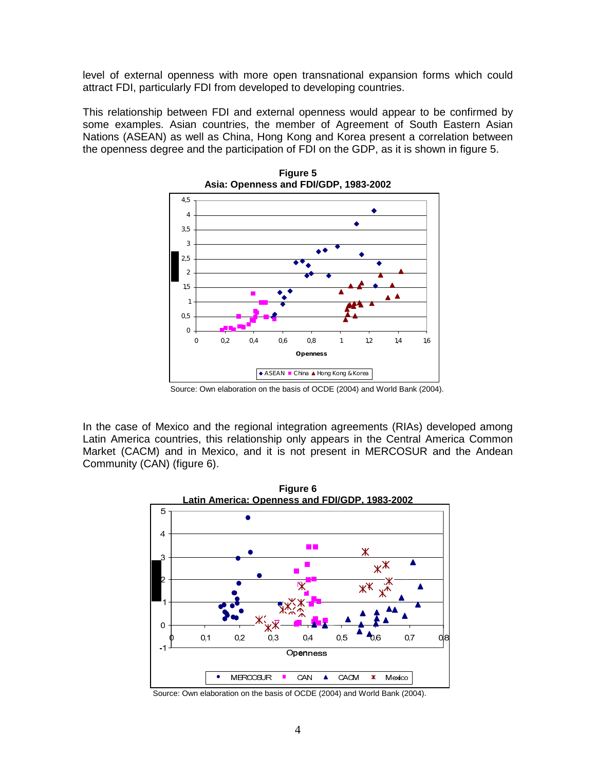level of external openness with more open transnational expansion forms which could attract FDI, particularly FDI from developed to developing countries.

This relationship between FDI and external openness would appear to be confirmed by some examples. Asian countries, the member of Agreement of South Eastern Asian Nations (ASEAN) as well as China, Hong Kong and Korea present a correlation between the openness degree and the participation of FDI on the GDP, as it is shown in figure 5.

**Figure 5**
**Asia: Openness and FDI/GDP, 1983-2002**

Source: Own elaboration on the basis of OCDE (2004) and World Bank (2004).

In the case of Mexico and the regional integration agreements (RIAs) developed among Latin America countries, this relationship only appears in the Central America Common Market (CACM) and in Mexico, and it is not present in MERCOSUR and the Andean Community (CAN) (figure 6).

**Figure 6**
**Latin America: Openness and FDI/GDP, 1983-2002**

Source: Own elaboration on the basis of OCDE (2004) and World Bank (2004).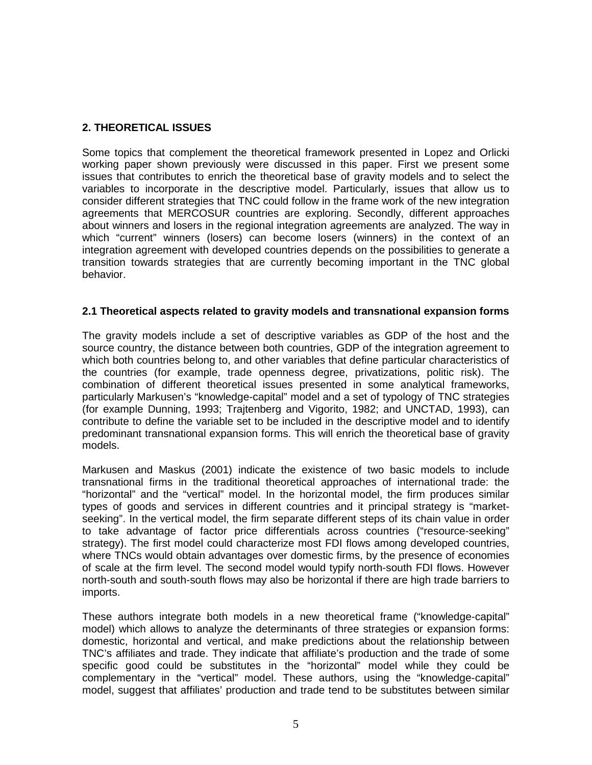## 2. THEORETICAL ISSUES

Some topics that complement the theoretical framework presented in Lopez and Orlicki working paper shown previously were discussed in this paper. First we present some issues that contributes to enrich the theoretical base of gravity models and to select the variables to incorporate in the descriptive model. Particularly, issues that allow us to consider different strategies that TNC could follow in the frame work of the new integration agreements that MERCOSUR countries are exploring. Secondly, different approaches about winners and losers in the regional integration agreements are analyzed. The way in which "current" winners (losers) can become losers (winners) in the context of an integration agreement with developed countries depends on the possibilities to generate a transition towards strategies that are currently becoming important in the TNC global behavior.

### 2.1 Theoretical aspects related to gravity models and transnational expansion forms

The gravity models include a set of descriptive variables as GDP of the host and the source country, the distance between both countries, GDP of the integration agreement to which both countries belong to, and other variables that define particular characteristics of the countries (for example, trade openness degree, privatizations, politic risk). The combination of different theoretical issues presented in some analytical frameworks, particularly Markusen's "knowledge-capital" model and a set of typology of TNC strategies (for example Dunning, 1993; Trajtenberg and Vigorito, 1982; and UNCTAD, 1993), can contribute to define the variable set to be included in the descriptive model and to identify predominant transnational expansion forms. This will enrich the theoretical base of gravity models.

Markusen and Maskus (2001) indicate the existence of two basic models to include transnational firms in the traditional theoretical approaches of international trade: the "horizontal" and the "vertical" model. In the horizontal model, the firm produces similar types of goods and services in different countries and it principal strategy is "market-seeking". In the vertical model, the firm separate different steps of its chain value in order to take advantage of factor price differentials across countries ("resource-seeking" strategy). The first model could characterize most FDI flows among developed countries, where TNCs would obtain advantages over domestic firms, by the presence of economies of scale at the firm level. The second model would typify north-south FDI flows. However north-south and south-south flows may also be horizontal if there are high trade barriers to imports.

These authors integrate both models in a new theoretical frame ("knowledge-capital" model) which allows to analyze the determinants of three strategies or expansion forms: domestic, horizontal and vertical, and make predictions about the relationship between TNC's affiliates and trade. They indicate that affiliate's production and the trade of some specific good could be substitutes in the "horizontal" model while they could be complementary in the "vertical" model. These authors, using the "knowledge-capital" model, suggest that affiliates' production and trade tend to be substitutes between similar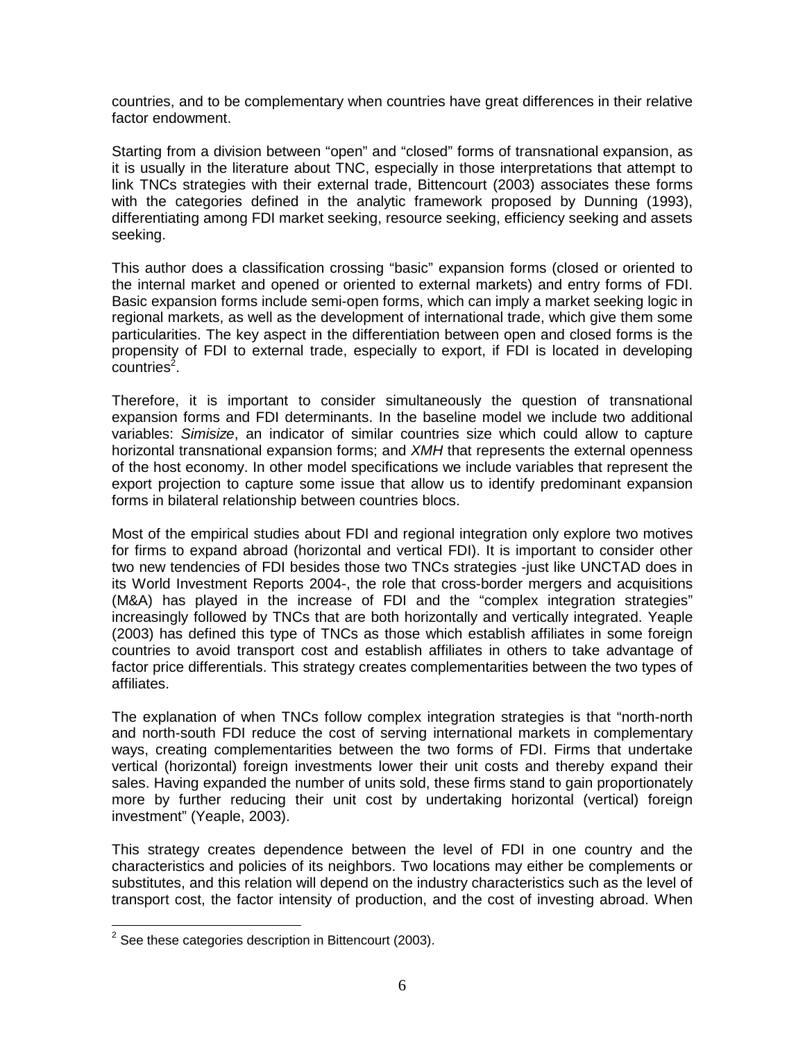countries, and to be complementary when countries have great differences in their relative factor endowment.

Starting from a division between "open" and "closed" forms of transnational expansion, as it is usually in the literature about TNC, especially in those interpretations that attempt to link TNCs strategies with their external trade, Bittencourt (2003) associates these forms with the categories defined in the analytic framework proposed by Dunning (1993), differentiating among FDI market seeking, resource seeking, efficiency seeking and assets seeking.

This author does a classification crossing "basic" expansion forms (closed or oriented to the internal market and opened or oriented to external markets) and entry forms of FDI. Basic expansion forms include semi-open forms, which can imply a market seeking logic in regional markets, as well as the development of international trade, which give them some particularities. The key aspect in the differentiation between open and closed forms is the propensity of FDI to external trade, especially to export, if FDI is located in developing countries[2].

Therefore, it is important to consider simultaneously the question of transnational expansion forms and FDI determinants. In the baseline model we include two additional variables: *Simisize*, an indicator of similar countries size which could allow to capture horizontal transnational expansion forms; and *XMH* that represents the external openness of the host economy. In other model specifications we include variables that represent the export projection to capture some issue that allow us to identify predominant expansion forms in bilateral relationship between countries blocs.

Most of the empirical studies about FDI and regional integration only explore two motives for firms to expand abroad (horizontal and vertical FDI). It is important to consider other two new tendencies of FDI besides those two TNCs strategies -just like UNCTAD does in its World Investment Reports 2004-, the role that cross-border mergers and acquisitions (M&A) has played in the increase of FDI and the "complex integration strategies" increasingly followed by TNCs that are both horizontally and vertically integrated. Yeaple (2003) has defined this type of TNCs as those which establish affiliates in some foreign countries to avoid transport cost and establish affiliates in others to take advantage of factor price differentials. This strategy creates complementarities between the two types of affiliates.

The explanation of when TNCs follow complex integration strategies is that "north-north and north-south FDI reduce the cost of serving international markets in complementary ways, creating complementarities between the two forms of FDI. Firms that undertake vertical (horizontal) foreign investments lower their unit costs and thereby expand their sales. Having expanded the number of units sold, these firms stand to gain proportionately more by further reducing their unit cost by undertaking horizontal (vertical) foreign investment" (Yeaple, 2003).

This strategy creates dependence between the level of FDI in one country and the characteristics and policies of its neighbors. Two locations may either be complements or substitutes, and this relation will depend on the industry characteristics such as the level of transport cost, the factor intensity of production, and the cost of investing abroad. When

---

[2] See these categories description in Bittencourt (2003).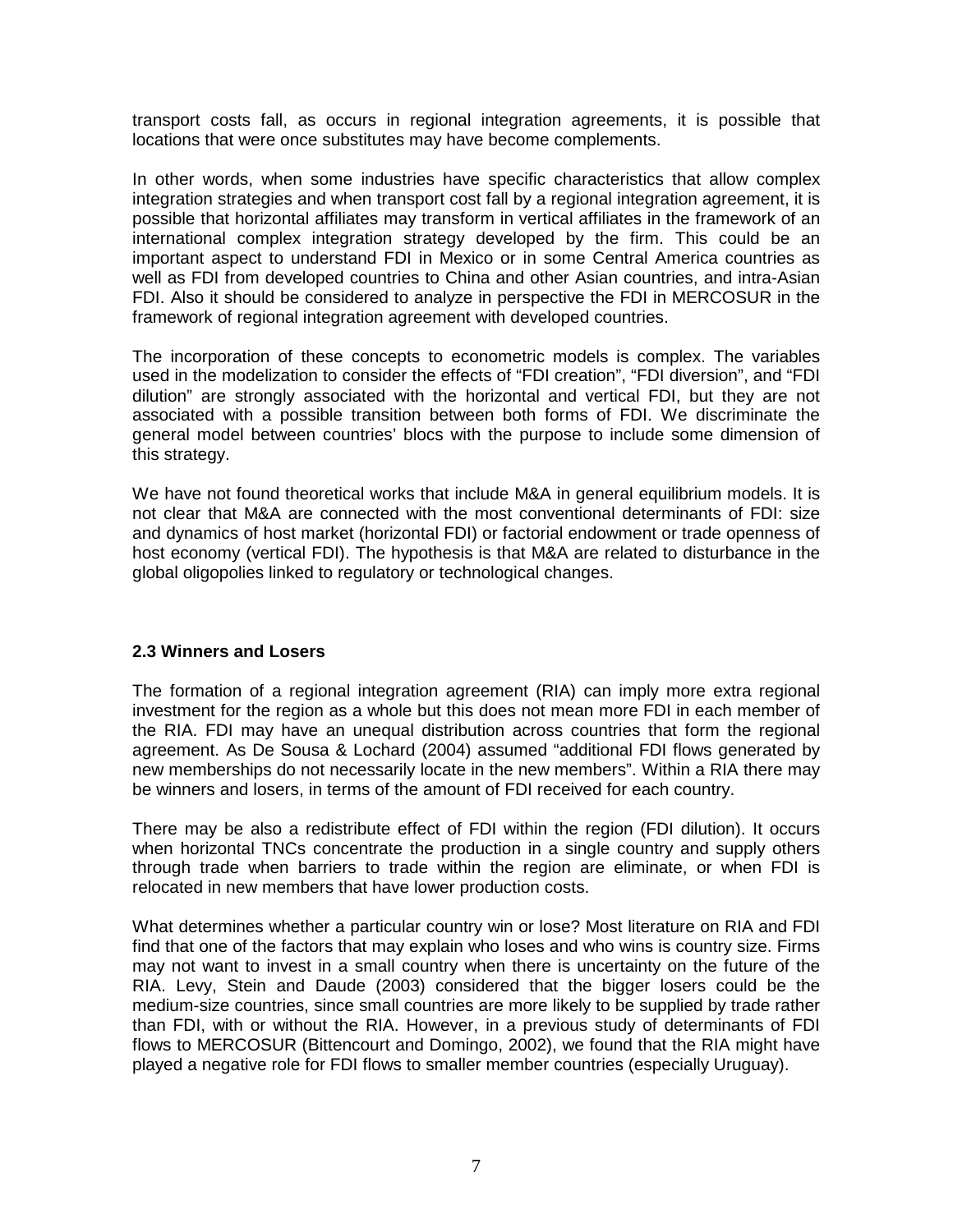transport costs fall, as occurs in regional integration agreements, it is possible that locations that were once substitutes may have become complements.

In other words, when some industries have specific characteristics that allow complex integration strategies and when transport cost fall by a regional integration agreement, it is possible that horizontal affiliates may transform in vertical affiliates in the framework of an international complex integration strategy developed by the firm. This could be an important aspect to understand FDI in Mexico or in some Central America countries as well as FDI from developed countries to China and other Asian countries, and intra-Asian FDI. Also it should be considered to analyze in perspective the FDI in MERCOSUR in the framework of regional integration agreement with developed countries.

The incorporation of these concepts to econometric models is complex. The variables used in the modelization to consider the effects of "FDI creation", "FDI diversion", and "FDI dilution" are strongly associated with the horizontal and vertical FDI, but they are not associated with a possible transition between both forms of FDI. We discriminate the general model between countries' blocs with the purpose to include some dimension of this strategy.

We have not found theoretical works that include M&A in general equilibrium models. It is not clear that M&A are connected with the most conventional determinants of FDI: size and dynamics of host market (horizontal FDI) or factorial endowment or trade openness of host economy (vertical FDI). The hypothesis is that M&A are related to disturbance in the global oligopolies linked to regulatory or technological changes.

### 2.3 Winners and Losers

The formation of a regional integration agreement (RIA) can imply more extra regional investment for the region as a whole but this does not mean more FDI in each member of the RIA. FDI may have an unequal distribution across countries that form the regional agreement. As De Sousa & Lochard (2004) assumed "additional FDI flows generated by new memberships do not necessarily locate in the new members". Within a RIA there may be winners and losers, in terms of the amount of FDI received for each country.

There may be also a redistribute effect of FDI within the region (FDI dilution). It occurs when horizontal TNCs concentrate the production in a single country and supply others through trade when barriers to trade within the region are eliminate, or when FDI is relocated in new members that have lower production costs.

What determines whether a particular country win or lose? Most literature on RIA and FDI find that one of the factors that may explain who loses and who wins is country size. Firms may not want to invest in a small country when there is uncertainty on the future of the RIA. Levy, Stein and Daude (2003) considered that the bigger losers could be the medium-size countries, since small countries are more likely to be supplied by trade rather than FDI, with or without the RIA. However, in a previous study of determinants of FDI flows to MERCOSUR (Bittencourt and Domingo, 2002), we found that the RIA might have played a negative role for FDI flows to smaller member countries (especially Uruguay).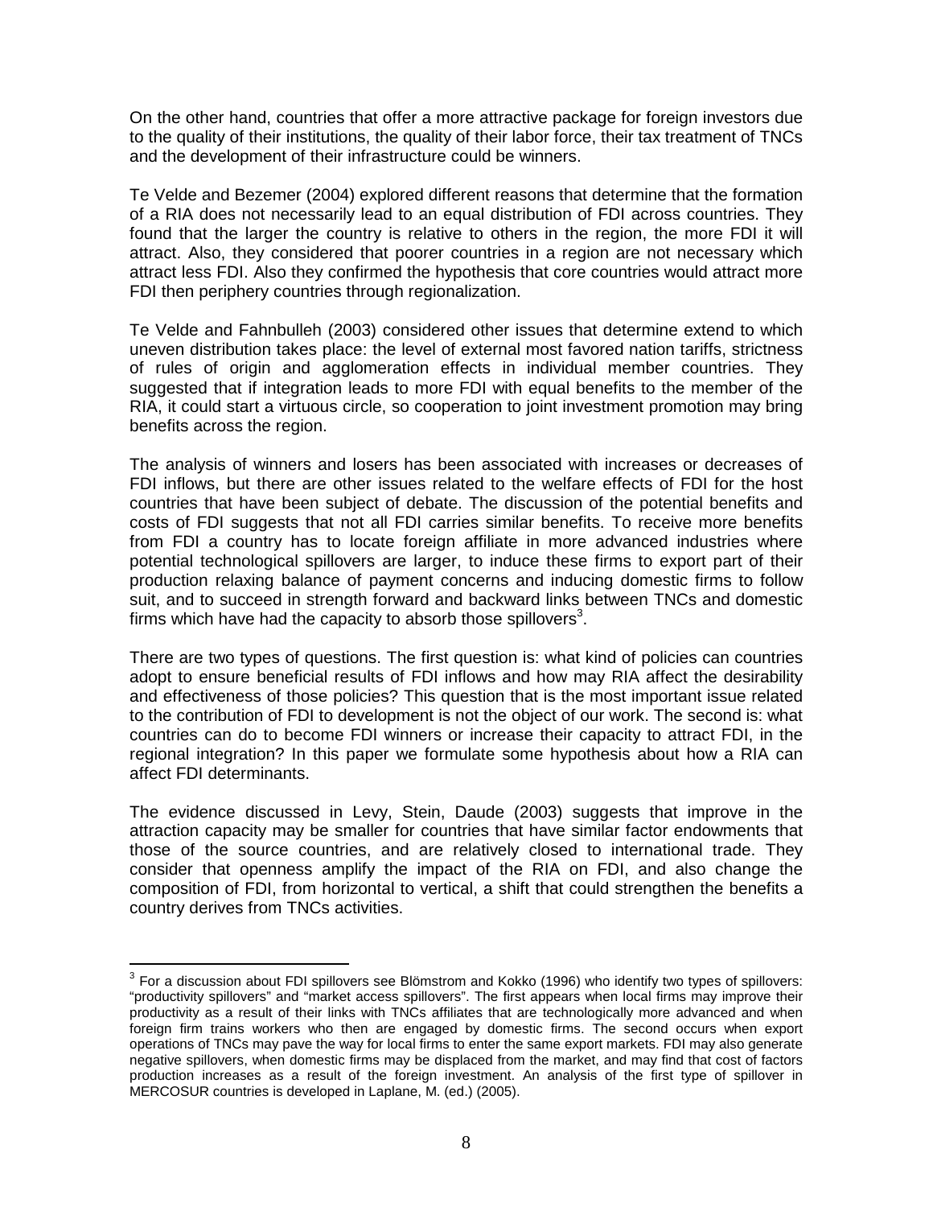On the other hand, countries that offer a more attractive package for foreign investors due to the quality of their institutions, the quality of their labor force, their tax treatment of TNCs and the development of their infrastructure could be winners.

Te Velde and Bezemer (2004) explored different reasons that determine that the formation of a RIA does not necessarily lead to an equal distribution of FDI across countries. They found that the larger the country is relative to others in the region, the more FDI it will attract. Also, they considered that poorer countries in a region are not necessary which attract less FDI. Also they confirmed the hypothesis that core countries would attract more FDI then periphery countries through regionalization.

Te Velde and Fahnbulleh (2003) considered other issues that determine extend to which uneven distribution takes place: the level of external most favored nation tariffs, strictness of rules of origin and agglomeration effects in individual member countries. They suggested that if integration leads to more FDI with equal benefits to the member of the RIA, it could start a virtuous circle, so cooperation to joint investment promotion may bring benefits across the region.

The analysis of winners and losers has been associated with increases or decreases of FDI inflows, but there are other issues related to the welfare effects of FDI for the host countries that have been subject of debate. The discussion of the potential benefits and costs of FDI suggests that not all FDI carries similar benefits. To receive more benefits from FDI a country has to locate foreign affiliate in more advanced industries where potential technological spillovers are larger, to induce these firms to export part of their production relaxing balance of payment concerns and inducing domestic firms to follow suit, and to succeed in strength forward and backward links between TNCs and domestic firms which have had the capacity to absorb those spillovers[3].

There are two types of questions. The first question is: what kind of policies can countries adopt to ensure beneficial results of FDI inflows and how may RIA affect the desirability and effectiveness of those policies? This question that is the most important issue related to the contribution of FDI to development is not the object of our work. The second is: what countries can do to become FDI winners or increase their capacity to attract FDI, in the regional integration? In this paper we formulate some hypothesis about how a RIA can affect FDI determinants.

The evidence discussed in Levy, Stein, Daude (2003) suggests that improve in the attraction capacity may be smaller for countries that have similar factor endowments that those of the source countries, and are relatively closed to international trade. They consider that openness amplify the impact of the RIA on FDI, and also change the composition of FDI, from horizontal to vertical, a shift that could strengthen the benefits a country derives from TNCs activities.

[3] For a discussion about FDI spillovers see Blömstrom and Kokko (1996) who identify two types of spillovers: "productivity spillovers" and "market access spillovers". The first appears when local firms may improve their productivity as a result of their links with TNCs affiliates that are technologically more advanced and when foreign firm trains workers who then are engaged by domestic firms. The second occurs when export operations of TNCs may pave the way for local firms to enter the same export markets. FDI may also generate negative spillovers, when domestic firms may be displaced from the market, and may find that cost of factors production increases as a result of the foreign investment. An analysis of the first type of spillover in MERCOSUR countries is developed in Laplane, M. (ed.) (2005).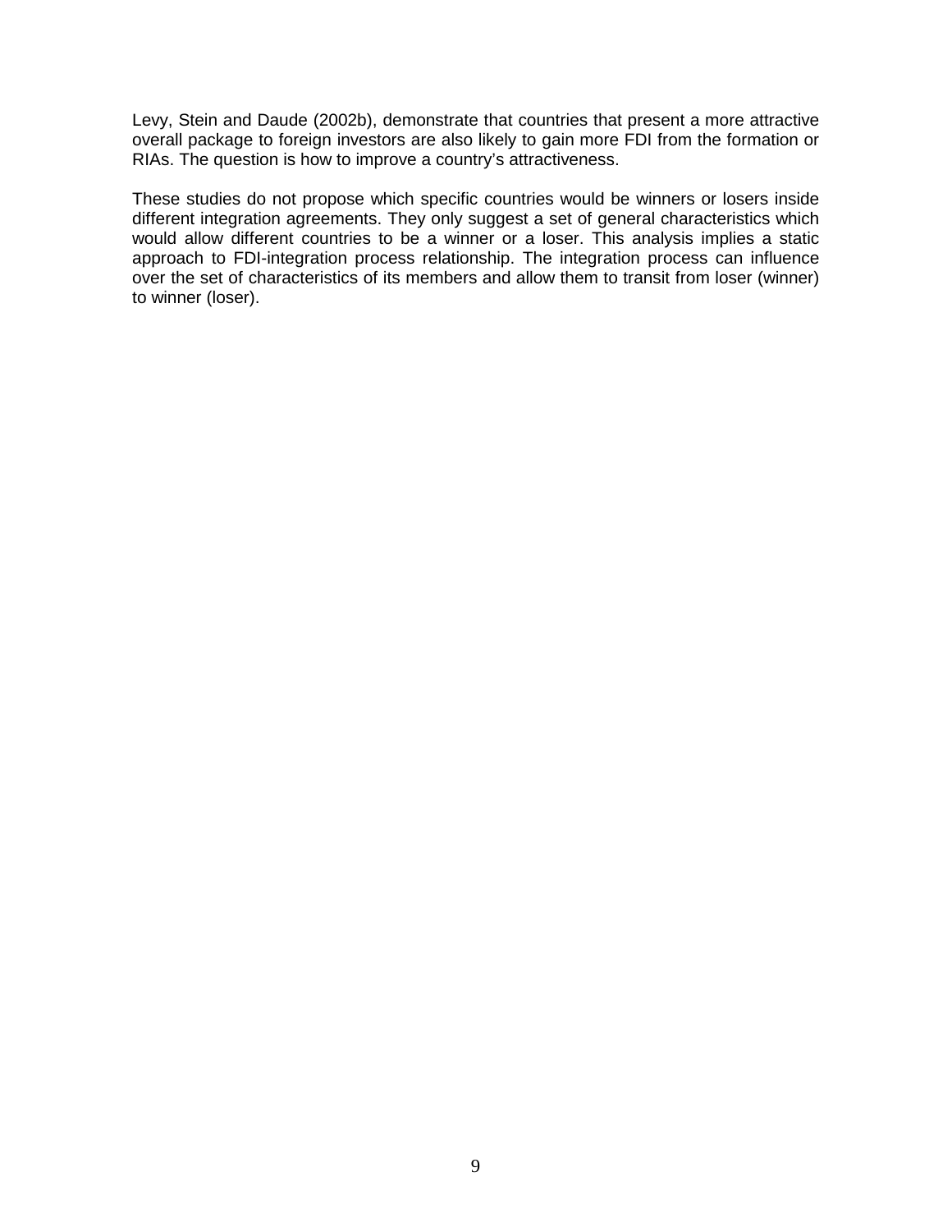Levy, Stein and Daude (2002b), demonstrate that countries that present a more attractive overall package to foreign investors are also likely to gain more FDI from the formation or RIAs. The question is how to improve a country's attractiveness.

These studies do not propose which specific countries would be winners or losers inside different integration agreements. They only suggest a set of general characteristics which would allow different countries to be a winner or a loser. This analysis implies a static approach to FDI-integration process relationship. The integration process can influence over the set of characteristics of its members and allow them to transit from loser (winner) to winner (loser).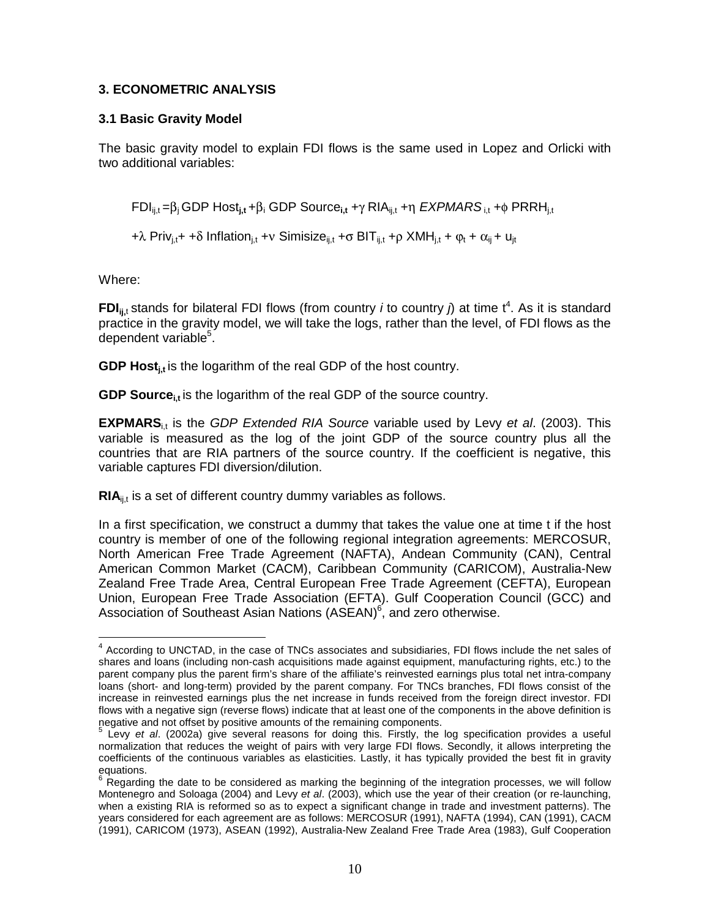## 3. ECONOMETRIC ANALYSIS

### 3.1 Basic Gravity Model

The basic gravity model to explain FDI flows is the same used in Lopez and Orlicki with two additional variables:

$$FDI_{ij,t} = \beta_j \, GDP\ Host_{j,t} + \beta_i \, GDP\ Source_{i,t} + \gamma \, RIA_{ij,t} + \eta \, EXPMARS_{i,t} + \phi \, PRRH_{j,t}$$

$$+ \lambda \, Priv_{j,t} + + \delta \, Inflation_{j,t} + \nu \, Simisize_{ij,t} + \sigma \, BIT_{ij,t} + \rho \, XMH_{j,t} + \varphi_t + \alpha_{ij} + u_{jt}$$

Where:

**$FDI_{ij,t}$** stands for bilateral FDI flows (from country *i* to country *j*) at time t[4]. As it is standard practice in the gravity model, we will take the logs, rather than the level, of FDI flows as the dependent variable[5].

**$GDP\ Host_{j,t}$** is the logarithm of the real GDP of the host country.

**$GDP\ Source_{i,t}$** is the logarithm of the real GDP of the source country.

**$EXPMARS_{i,t}$** is the *GDP Extended RIA Source* variable used by Levy *et al*. (2003). This variable is measured as the log of the joint GDP of the source country plus all the countries that are RIA partners of the source country. If the coefficient is negative, this variable captures FDI diversion/dilution.

**$RIA_{ij,t}$** is a set of different country dummy variables as follows.

In a first specification, we construct a dummy that takes the value one at time t if the host country is member of one of the following regional integration agreements: MERCOSUR, North American Free Trade Agreement (NAFTA), Andean Community (CAN), Central American Common Market (CACM), Caribbean Community (CARICOM), Australia-New Zealand Free Trade Area, Central European Free Trade Agreement (CEFTA), European Union, European Free Trade Association (EFTA). Gulf Cooperation Council (GCC) and Association of Southeast Asian Nations (ASEAN)[6], and zero otherwise.

---

[4] According to UNCTAD, in the case of TNCs associates and subsidiaries, FDI flows include the net sales of shares and loans (including non-cash acquisitions made against equipment, manufacturing rights, etc.) to the parent company plus the parent firm's share of the affiliate's reinvested earnings plus total net intra-company loans (short- and long-term) provided by the parent company. For TNCs branches, FDI flows consist of the increase in reinvested earnings plus the net increase in funds received from the foreign direct investor. FDI flows with a negative sign (reverse flows) indicate that at least one of the components in the above definition is negative and not offset by positive amounts of the remaining components.

[5] Levy *et al*. (2002a) give several reasons for doing this. Firstly, the log specification provides a useful normalization that reduces the weight of pairs with very large FDI flows. Secondly, it allows interpreting the coefficients of the continuous variables as elasticities. Lastly, it has typically provided the best fit in gravity equations.

[6] Regarding the date to be considered as marking the beginning of the integration processes, we will follow Montenegro and Soloaga (2004) and Levy *et al*. (2003), which use the year of their creation (or re-launching, when a existing RIA is reformed so as to expect a significant change in trade and investment patterns). The years considered for each agreement are as follows: MERCOSUR (1991), NAFTA (1994), CAN (1991), CACM (1991), CARICOM (1973), ASEAN (1992), Australia-New Zealand Free Trade Area (1983), Gulf Cooperation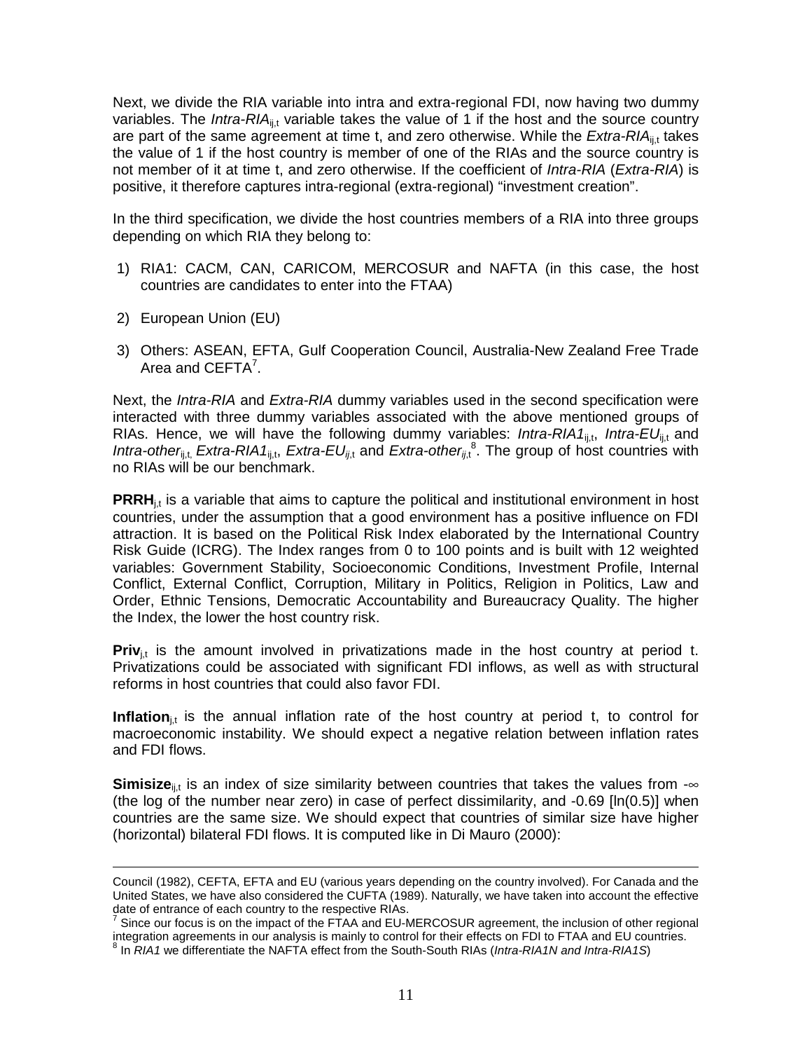Next, we divide the RIA variable into intra and extra-regional FDI, now having two dummy variables. The $Intra\text{-}RIA_{ij,t}$ variable takes the value of 1 if the host and the source country are part of the same agreement at time t, and zero otherwise. While the $Extra\text{-}RIA_{ij,t}$ takes the value of 1 if the host country is member of one of the RIAs and the source country is not member of it at time t, and zero otherwise. If the coefficient of *Intra-RIA* (*Extra-RIA*) is positive, it therefore captures intra-regional (extra-regional) "investment creation".

In the third specification, we divide the host countries members of a RIA into three groups depending on which RIA they belong to:

1) RIA1: CACM, CAN, CARICOM, MERCOSUR and NAFTA (in this case, the host countries are candidates to enter into the FTAA)

2) European Union (EU)

3) Others: ASEAN, EFTA, Gulf Cooperation Council, Australia-New Zealand Free Trade Area and CEFTA[7].

Next, the *Intra-RIA* and *Extra-RIA* dummy variables used in the second specification were interacted with three dummy variables associated with the above mentioned groups of RIAs. Hence, we will have the following dummy variables: $Intra\text{-}RIA1_{ij,t}$, $Intra\text{-}EU_{ij,t}$ and $Intra\text{-}other_{ij,t}$, $Extra\text{-}RIA1_{ij,t}$, $Extra\text{-}EU_{ij,t}$ and $Extra\text{-}other_{ij,t}$[8]. The group of host countries with no RIAs will be our benchmark.

**PRRH**$_{j,t}$ is a variable that aims to capture the political and institutional environment in host countries, under the assumption that a good environment has a positive influence on FDI attraction. It is based on the Political Risk Index elaborated by the International Country Risk Guide (ICRG). The Index ranges from 0 to 100 points and is built with 12 weighted variables: Government Stability, Socioeconomic Conditions, Investment Profile, Internal Conflict, External Conflict, Corruption, Military in Politics, Religion in Politics, Law and Order, Ethnic Tensions, Democratic Accountability and Bureaucracy Quality. The higher the Index, the lower the host country risk.

**Priv**$_{j,t}$ is the amount involved in privatizations made in the host country at period t. Privatizations could be associated with significant FDI inflows, as well as with structural reforms in host countries that could also favor FDI.

**Inflation**$_{j,t}$ is the annual inflation rate of the host country at period t, to control for macroeconomic instability. We should expect a negative relation between inflation rates and FDI flows.

**Simisize**$_{ij,t}$ is an index of size similarity between countries that takes the values from $-\infty$ (the log of the number near zero) in case of perfect dissimilarity, and -0.69 [ln(0.5)] when countries are the same size. We should expect that countries of similar size have higher (horizontal) bilateral FDI flows. It is computed like in Di Mauro (2000):

---

Council (1982), CEFTA, EFTA and EU (various years depending on the country involved). For Canada and the United States, we have also considered the CUFTA (1989). Naturally, we have taken into account the effective date of entrance of each country to the respective RIAs.

[7] Since our focus is on the impact of the FTAA and EU-MERCOSUR agreement, the inclusion of other regional integration agreements in our analysis is mainly to control for their effects on FDI to FTAA and EU countries.

[8] In *RIA1* we differentiate the NAFTA effect from the South-South RIAs (*Intra-RIA1N and Intra-RIA1S*)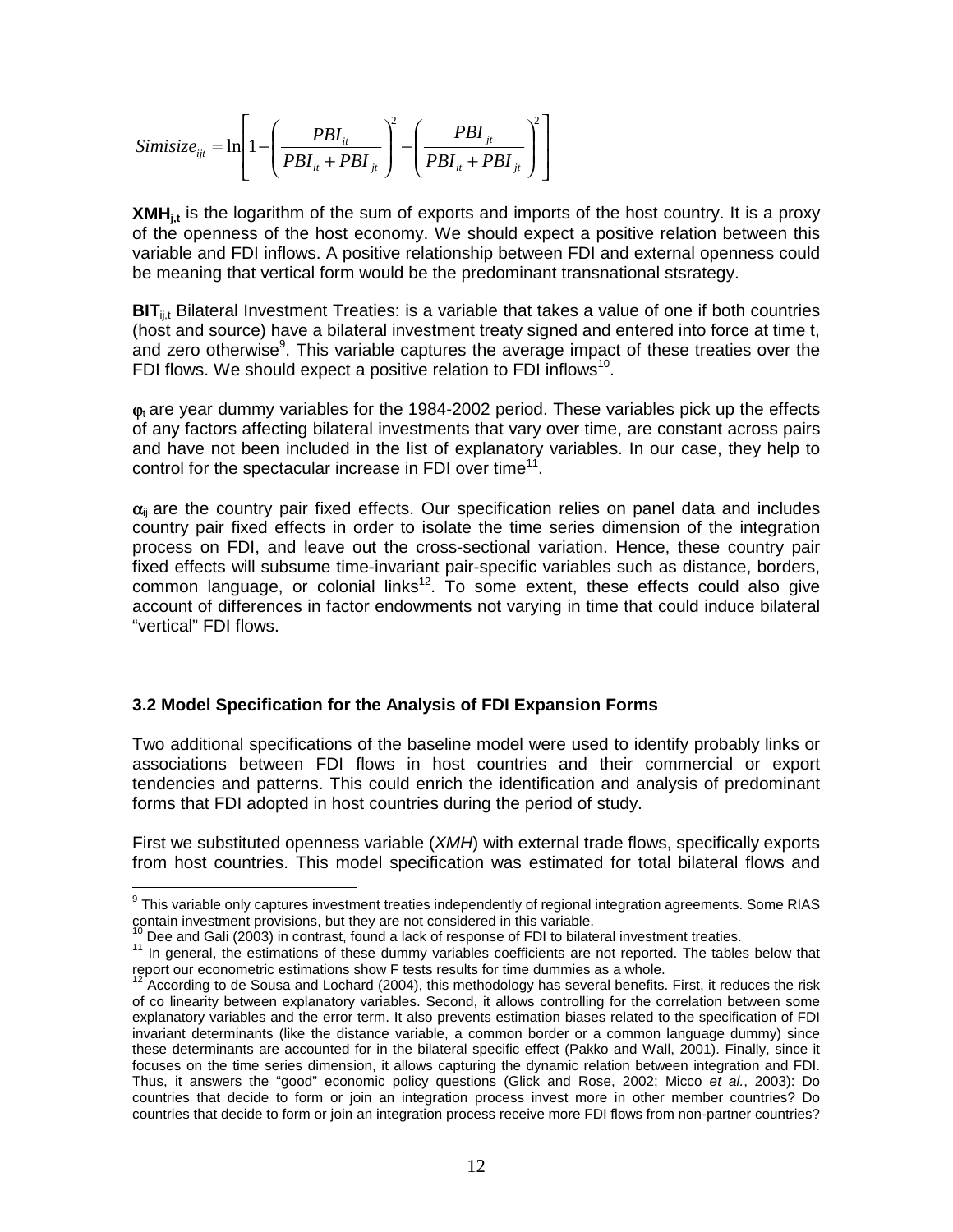$$Simisize_{ijt} = \ln\left[1 - \left(\frac{PBI_{it}}{PBI_{it} + PBI_{jt}}\right)^2 - \left(\frac{PBI_{jt}}{PBI_{it} + PBI_{jt}}\right)^2\right]$$

$\mathbf{XMH_{j,t}}$ is the logarithm of the sum of exports and imports of the host country. It is a proxy of the openness of the host economy. We should expect a positive relation between this variable and FDI inflows. A positive relationship between FDI and external openness could be meaning that vertical form would be the predominant transnational stsrategy.

$\mathbf{BIT}_{ij,t}$ Bilateral Investment Treaties: is a variable that takes a value of one if both countries (host and source) have a bilateral investment treaty signed and entered into force at time t, and zero otherwise[9]. This variable captures the average impact of these treaties over the FDI flows. We should expect a positive relation to FDI inflows[10].

$\varphi_t$ are year dummy variables for the 1984-2002 period. These variables pick up the effects of any factors affecting bilateral investments that vary over time, are constant across pairs and have not been included in the list of explanatory variables. In our case, they help to control for the spectacular increase in FDI over time[11].

$\alpha_{ij}$ are the country pair fixed effects. Our specification relies on panel data and includes country pair fixed effects in order to isolate the time series dimension of the integration process on FDI, and leave out the cross-sectional variation. Hence, these country pair fixed effects will subsume time-invariant pair-specific variables such as distance, borders, common language, or colonial links[12]. To some extent, these effects could also give account of differences in factor endowments not varying in time that could induce bilateral "vertical" FDI flows.

### 3.2 Model Specification for the Analysis of FDI Expansion Forms

Two additional specifications of the baseline model were used to identify probably links or associations between FDI flows in host countries and their commercial or export tendencies and patterns. This could enrich the identification and analysis of predominant forms that FDI adopted in host countries during the period of study.

First we substituted openness variable (*XMH*) with external trade flows, specifically exports from host countries. This model specification was estimated for total bilateral flows and

---

[9] This variable only captures investment treaties independently of regional integration agreements. Some RIAS contain investment provisions, but they are not considered in this variable.

[10] Dee and Gali (2003) in contrast, found a lack of response of FDI to bilateral investment treaties.

[11] In general, the estimations of these dummy variables coefficients are not reported. The tables below that report our econometric estimations show F tests results for time dummies as a whole.

[12] According to de Sousa and Lochard (2004), this methodology has several benefits. First, it reduces the risk of co linearity between explanatory variables. Second, it allows controlling for the correlation between some explanatory variables and the error term. It also prevents estimation biases related to the specification of FDI invariant determinants (like the distance variable, a common border or a common language dummy) since these determinants are accounted for in the bilateral specific effect (Pakko and Wall, 2001). Finally, since it focuses on the time series dimension, it allows capturing the dynamic relation between integration and FDI. Thus, it answers the "good" economic policy questions (Glick and Rose, 2002; Micco *et al.*, 2003): Do countries that decide to form or join an integration process invest more in other member countries? Do countries that decide to form or join an integration process receive more FDI flows from non-partner countries?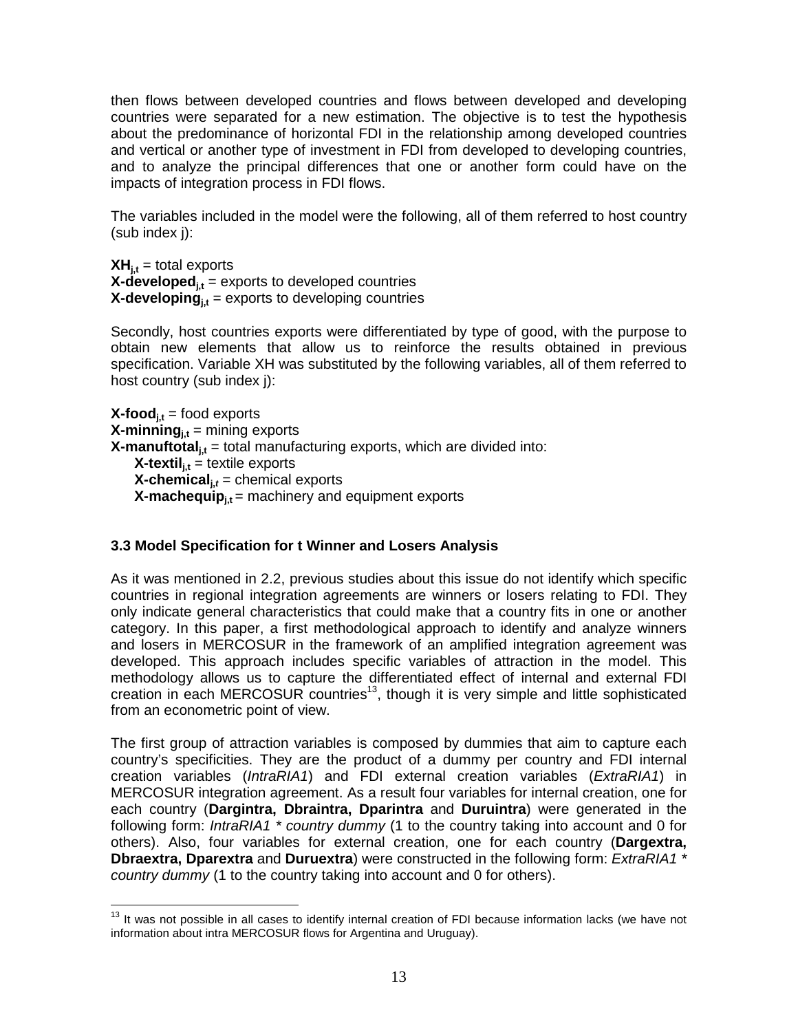then flows between developed countries and flows between developed and developing countries were separated for a new estimation. The objective is to test the hypothesis about the predominance of horizontal FDI in the relationship among developed countries and vertical or another type of investment in FDI from developed to developing countries, and to analyze the principal differences that one or another form could have on the impacts of integration process in FDI flows.

The variables included in the model were the following, all of them referred to host country (sub index j):

$\mathbf{XH}_{j,t}$ = total exports
$\mathbf{X\text{-}developed}_{j,t}$ = exports to developed countries
$\mathbf{X\text{-}developing}_{j,t}$ = exports to developing countries

Secondly, host countries exports were differentiated by type of good, with the purpose to obtain new elements that allow us to reinforce the results obtained in previous specification. Variable XH was substituted by the following variables, all of them referred to host country (sub index j):

$\mathbf{X\text{-}food}_{j,t}$ = food exports
$\mathbf{X\text{-}minning}_{j,t}$ = mining exports
$\mathbf{X\text{-}manuftotal}_{j,t}$ = total manufacturing exports, which are divided into:
- $\mathbf{X\text{-}textil}_{j,t}$ = textile exports
- $\mathbf{X\text{-}chemical}_{j,t}$ = chemical exports
- $\mathbf{X\text{-}machequip}_{j,t}$ = machinery and equipment exports

### 3.3 Model Specification for t Winner and Losers Analysis

As it was mentioned in 2.2, previous studies about this issue do not identify which specific countries in regional integration agreements are winners or losers relating to FDI. They only indicate general characteristics that could make that a country fits in one or another category. In this paper, a first methodological approach to identify and analyze winners and losers in MERCOSUR in the framework of an amplified integration agreement was developed. This approach includes specific variables of attraction in the model. This methodology allows us to capture the differentiated effect of internal and external FDI creation in each MERCOSUR countries[13], though it is very simple and little sophisticated from an econometric point of view.

The first group of attraction variables is composed by dummies that aim to capture each country's specificities. They are the product of a dummy per country and FDI internal creation variables (*IntraRIA1*) and FDI external creation variables (*ExtraRIA1*) in MERCOSUR integration agreement. As a result four variables for internal creation, one for each country (**Dargintra, Dbraintra, Dparintra** and **Duruintra**) were generated in the following form: *IntraRIA1 * country dummy* (1 to the country taking into account and 0 for others). Also, four variables for external creation, one for each country (**Dargextra, Dbraextra, Dparextra** and **Duruextra**) were constructed in the following form: *ExtraRIA1 * country dummy* (1 to the country taking into account and 0 for others).

---

[13] It was not possible in all cases to identify internal creation of FDI because information lacks (we have not information about intra MERCOSUR flows for Argentina and Uruguay).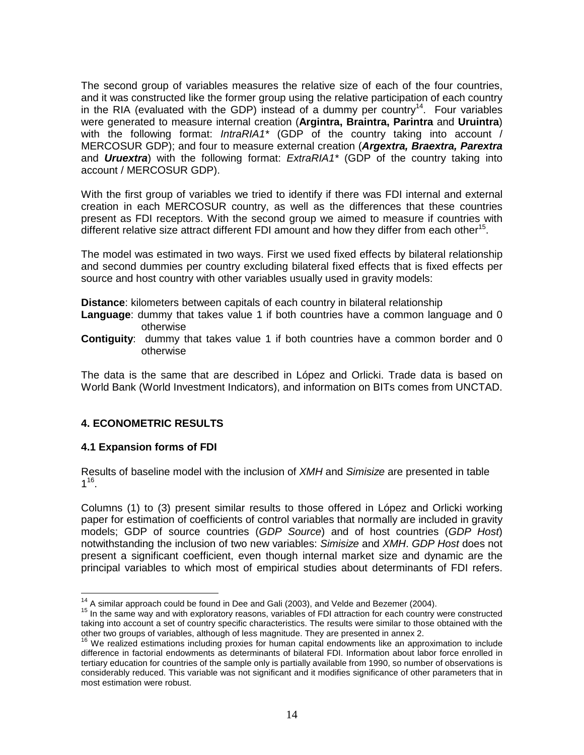The second group of variables measures the relative size of each of the four countries, and it was constructed like the former group using the relative participation of each country in the RIA (evaluated with the GDP) instead of a dummy per country[14]. Four variables were generated to measure internal creation (**Argintra, Braintra, Parintra** and **Uruintra**) with the following format: *IntraRIA1\** (GDP of the country taking into account / MERCOSUR GDP); and four to measure external creation (***Argextra, Braextra, Parextra*** and ***Uruextra***) with the following format: *ExtraRIA1\** (GDP of the country taking into account / MERCOSUR GDP).

With the first group of variables we tried to identify if there was FDI internal and external creation in each MERCOSUR country, as well as the differences that these countries present as FDI receptors. With the second group we aimed to measure if countries with different relative size attract different FDI amount and how they differ from each other[15].

The model was estimated in two ways. First we used fixed effects by bilateral relationship and second dummies per country excluding bilateral fixed effects that is fixed effects per source and host country with other variables usually used in gravity models:

**Distance**: kilometers between capitals of each country in bilateral relationship

**Language**: dummy that takes value 1 if both countries have a common language and 0 otherwise

**Contiguity**: dummy that takes value 1 if both countries have a common border and 0 otherwise

The data is the same that are described in López and Orlicki. Trade data is based on World Bank (World Investment Indicators), and information on BITs comes from UNCTAD.

## 4. ECONOMETRIC RESULTS

### 4.1 Expansion forms of FDI

Results of baseline model with the inclusion of *XMH* and *Simisize* are presented in table 1[16].

Columns (1) to (3) present similar results to those offered in López and Orlicki working paper for estimation of coefficients of control variables that normally are included in gravity models; GDP of source countries (*GDP Source*) and of host countries (*GDP Host*) notwithstanding the inclusion of two new variables: *Simisize* and *XMH*. *GDP Host* does not present a significant coefficient, even though internal market size and dynamic are the principal variables to which most of empirical studies about determinants of FDI refers.

---

[14] A similar approach could be found in Dee and Gali (2003), and Velde and Bezemer (2004).

[15] In the same way and with exploratory reasons, variables of FDI attraction for each country were constructed taking into account a set of country specific characteristics. The results were similar to those obtained with the other two groups of variables, although of less magnitude. They are presented in annex 2.

[16] We realized estimations including proxies for human capital endowments like an approximation to include difference in factorial endowments as determinants of bilateral FDI. Information about labor force enrolled in tertiary education for countries of the sample only is partially available from 1990, so number of observations is considerably reduced. This variable was not significant and it modifies significance of other parameters that in most estimation were robust.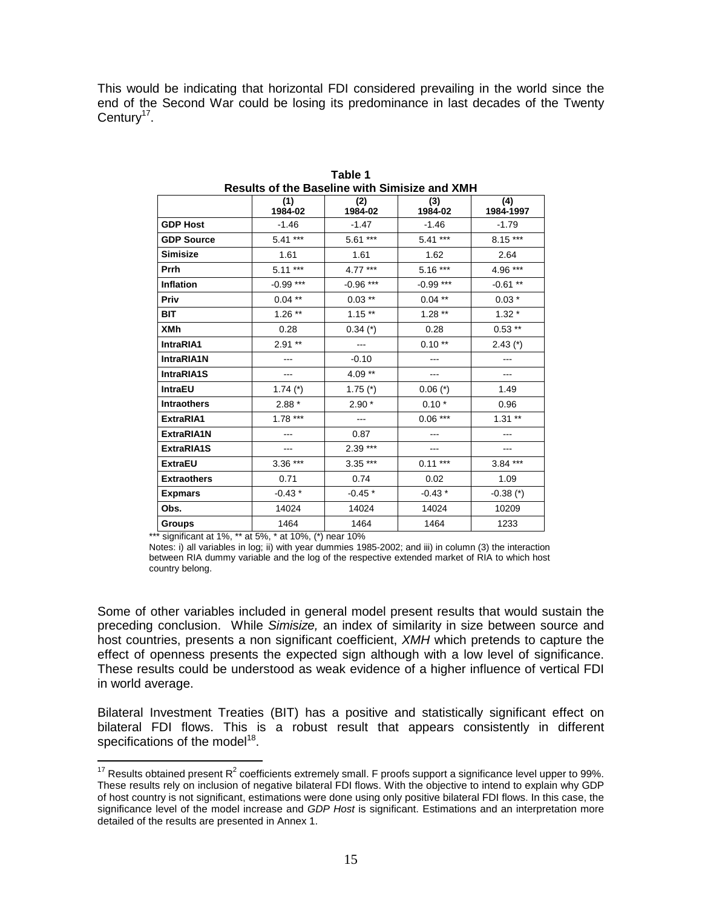This would be indicating that horizontal FDI considered prevailing in the world since the end of the Second War could be losing its predominance in last decades of the Twenty Century[17].

**Table 1**
**Results of the Baseline with Simisize and XMH**

| | (1) 1984-02 | (2) 1984-02 | (3) 1984-02 | (4) 1984-1997 |
|---|---|---|---|---|
| **GDP Host** | -1.46 | -1.47 | -1.46 | -1.79 |
| **GDP Source** | 5.41 *** | 5.61 *** | 5.41 *** | 8.15 *** |
| **Simisize** | 1.61 | 1.61 | 1.62 | 2.64 |
| **Prrh** | 5.11 *** | 4.77 *** | 5.16 *** | 4.96 *** |
| **Inflation** | -0.99 *** | -0.96 *** | -0.99 *** | -0.61 ** |
| **Priv** | 0.04 ** | 0.03 ** | 0.04 ** | 0.03 * |
| **BIT** | 1.26 ** | 1.15 ** | 1.28 ** | 1.32 * |
| **XMh** | 0.28 | 0.34 (*) | 0.28 | 0.53 ** |
| **IntraRIA1** | 2.91 ** | --- | 0.10 ** | 2.43 (*) |
| **IntraRIA1N** | --- | -0.10 | --- | --- |
| **IntraRIA1S** | --- | 4.09 ** | --- | --- |
| **IntraEU** | 1.74 (*) | 1.75 (*) | 0.06 (*) | 1.49 |
| **Intraothers** | 2.88 * | 2.90 * | 0.10 * | 0.96 |
| **ExtraRIA1** | 1.78 *** | --- | 0.06 *** | 1.31 ** |
| **ExtraRIA1N** | --- | 0.87 | --- | --- |
| **ExtraRIA1S** | --- | 2.39 *** | --- | --- |
| **ExtraEU** | 3.36 *** | 3.35 *** | 0.11 *** | 3.84 *** |
| **Extraothers** | 0.71 | 0.74 | 0.02 | 1.09 |
| **Expmars** | -0.43 * | -0.45 * | -0.43 * | -0.38 (*) |
| **Obs.** | 14024 | 14024 | 14024 | 10209 |
| **Groups** | 1464 | 1464 | 1464 | 1233 |

*** significant at 1%, ** at 5%, * at 10%, (*) near 10%

Notes: i) all variables in log; ii) with year dummies 1985-2002; and iii) in column (3) the interaction between RIA dummy variable and the log of the respective extended market of RIA to which host country belong.

Some of other variables included in general model present results that would sustain the preceding conclusion. While *Simisize,* an index of similarity in size between source and host countries, presents a non significant coefficient, *XMH* which pretends to capture the effect of openness presents the expected sign although with a low level of significance. These results could be understood as weak evidence of a higher influence of vertical FDI in world average.

Bilateral Investment Treaties (BIT) has a positive and statistically significant effect on bilateral FDI flows. This is a robust result that appears consistently in different specifications of the model[18].

[17] Results obtained present $R^2$ coefficients extremely small. F proofs support a significance level upper to 99%. These results rely on inclusion of negative bilateral FDI flows. With the objective to intend to explain why GDP of host country is not significant, estimations were done using only positive bilateral FDI flows. In this case, the significance level of the model increase and *GDP Host* is significant. Estimations and an interpretation more detailed of the results are presented in Annex 1.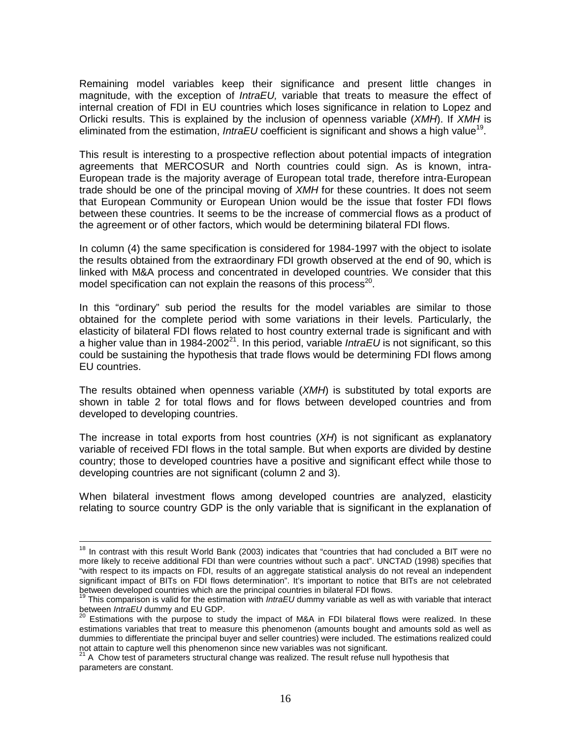Remaining model variables keep their significance and present little changes in magnitude, with the exception of *IntraEU,* variable that treats to measure the effect of internal creation of FDI in EU countries which loses significance in relation to Lopez and Orlicki results. This is explained by the inclusion of openness variable (*XMH*). If *XMH* is eliminated from the estimation, *IntraEU* coefficient is significant and shows a high value[19].

This result is interesting to a prospective reflection about potential impacts of integration agreements that MERCOSUR and North countries could sign. As is known, intra-European trade is the majority average of European total trade, therefore intra-European trade should be one of the principal moving of *XMH* for these countries. It does not seem that European Community or European Union would be the issue that foster FDI flows between these countries. It seems to be the increase of commercial flows as a product of the agreement or of other factors, which would be determining bilateral FDI flows.

In column (4) the same specification is considered for 1984-1997 with the object to isolate the results obtained from the extraordinary FDI growth observed at the end of 90, which is linked with M&A process and concentrated in developed countries. We consider that this model specification can not explain the reasons of this process[20].

In this "ordinary" sub period the results for the model variables are similar to those obtained for the complete period with some variations in their levels. Particularly, the elasticity of bilateral FDI flows related to host country external trade is significant and with a higher value than in 1984-2002[21]. In this period, variable *IntraEU* is not significant, so this could be sustaining the hypothesis that trade flows would be determining FDI flows among EU countries.

The results obtained when openness variable (*XMH*) is substituted by total exports are shown in table 2 for total flows and for flows between developed countries and from developed to developing countries.

The increase in total exports from host countries (*XH*) is not significant as explanatory variable of received FDI flows in the total sample. But when exports are divided by destine country; those to developed countries have a positive and significant effect while those to developing countries are not significant (column 2 and 3).

When bilateral investment flows among developed countries are analyzed, elasticity relating to source country GDP is the only variable that is significant in the explanation of

---

[18] In contrast with this result World Bank (2003) indicates that "countries that had concluded a BIT were no more likely to receive additional FDI than were countries without such a pact". UNCTAD (1998) specifies that "with respect to its impacts on FDI, results of an aggregate statistical analysis do not reveal an independent significant impact of BITs on FDI flows determination". It's important to notice that BITs are not celebrated between developed countries which are the principal countries in bilateral FDI flows.

[19] This comparison is valid for the estimation with *IntraEU* dummy variable as well as with variable that interact between *IntraEU* dummy and EU GDP.

[20] Estimations with the purpose to study the impact of M&A in FDI bilateral flows were realized. In these estimations variables that treat to measure this phenomenon (amounts bought and amounts sold as well as dummies to differentiate the principal buyer and seller countries) were included. The estimations realized could not attain to capture well this phenomenon since new variables was not significant.

[21] A Chow test of parameters structural change was realized. The result refuse null hypothesis that parameters are constant.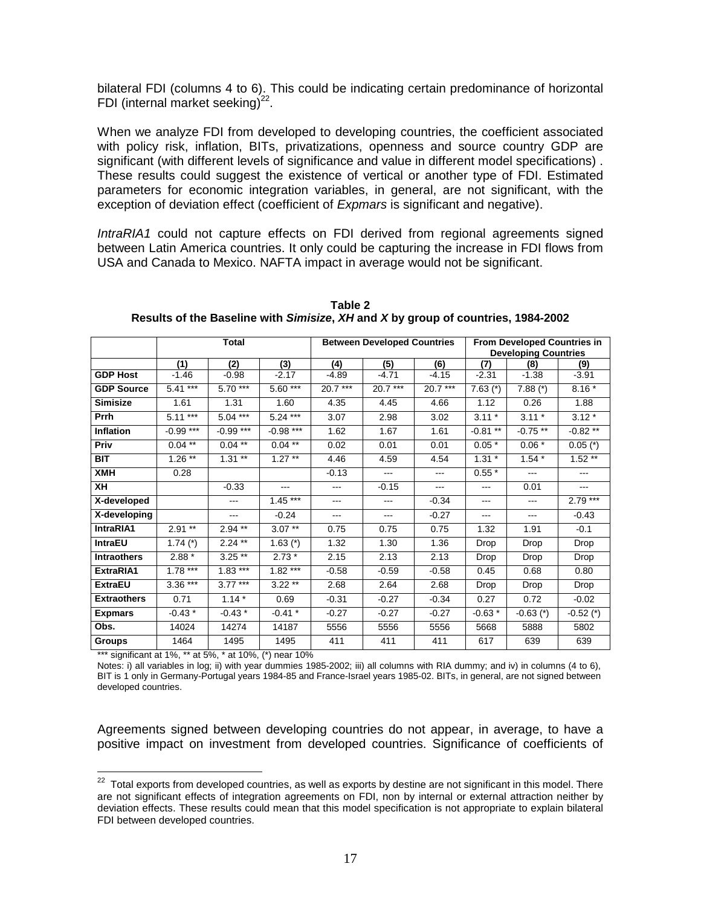bilateral FDI (columns 4 to 6). This could be indicating certain predominance of horizontal FDI (internal market seeking)[22].

When we analyze FDI from developed to developing countries, the coefficient associated with policy risk, inflation, BITs, privatizations, openness and source country GDP are significant (with different levels of significance and value in different model specifications) . These results could suggest the existence of vertical or another type of FDI. Estimated parameters for economic integration variables, in general, are not significant, with the exception of deviation effect (coefficient of *Expmars* is significant and negative).

*IntraRIA1* could not capture effects on FDI derived from regional agreements signed between Latin America countries. It only could be capturing the increase in FDI flows from USA and Canada to Mexico. NAFTA impact in average would not be significant.

**Table 2**
**Results of the Baseline with *Simisize*, *XH* and *X* by group of countries, 1984-2002**

| | Total | | | Between Developed Countries | | | From Developed Countries in Developing Countries | | |
|---|---|---|---|---|---|---|---|---|---|
| | (1) | (2) | (3) | (4) | (5) | (6) | (7) | (8) | (9) |
| **GDP Host** | -1.46 | -0.98 | -2.17 | -4.89 | -4.71 | -4.15 | -2.31 | -1.38 | -3.91 |
| **GDP Source** | 5.41 *** | 5.70 *** | 5.60 *** | 20.7 *** | 20.7 *** | 20.7 *** | 7.63 (*) | 7.88 (*) | 8.16 * |
| **Simisize** | 1.61 | 1.31 | 1.60 | 4.35 | 4.45 | 4.66 | 1.12 | 0.26 | 1.88 |
| **Prrh** | 5.11 *** | 5.04 *** | 5.24 *** | 3.07 | 2.98 | 3.02 | 3.11 * | 3.11 * | 3.12 * |
| **Inflation** | -0.99 *** | -0.99 *** | -0.98 *** | 1.62 | 1.67 | 1.61 | -0.81 ** | -0.75 ** | -0.82 ** |
| **Priv** | 0.04 ** | 0.04 ** | 0.04 ** | 0.02 | 0.01 | 0.01 | 0.05 * | 0.06 * | 0.05 (*) |
| **BIT** | 1.26 ** | 1.31 ** | 1.27 ** | 4.46 | 4.59 | 4.54 | 1.31 * | 1.54 * | 1.52 ** |
| **XMH** | 0.28 | | | -0.13 | --- | --- | 0.55 * | --- | --- |
| **XH** | | -0.33 | --- | --- | -0.15 | --- | --- | 0.01 | --- |
| **X-developed** | | --- | 1.45 *** | --- | --- | -0.34 | --- | --- | 2.79 *** |
| **X-developing** | | --- | -0.24 | --- | --- | -0.27 | --- | --- | -0.43 |
| **IntraRIA1** | 2.91 ** | 2.94 ** | 3.07 ** | 0.75 | 0.75 | 0.75 | 1.32 | 1.91 | -0.1 |
| **IntraEU** | 1.74 (*) | 2.24 ** | 1.63 (*) | 1.32 | 1.30 | 1.36 | Drop | Drop | Drop |
| **Intraothers** | 2.88 * | 3.25 ** | 2.73 * | 2.15 | 2.13 | 2.13 | Drop | Drop | Drop |
| **ExtraRIA1** | 1.78 *** | 1.83 *** | 1.82 *** | -0.58 | -0.59 | -0.58 | 0.45 | 0.68 | 0.80 |
| **ExtraEU** | 3.36 *** | 3.77 *** | 3.22 ** | 2.68 | 2.64 | 2.68 | Drop | Drop | Drop |
| **Extraothers** | 0.71 | 1.14 * | 0.69 | -0.31 | -0.27 | -0.34 | 0.27 | 0.72 | -0.02 |
| **Expmars** | -0.43 * | -0.43 * | -0.41 * | -0.27 | -0.27 | -0.27 | -0.63 * | -0.63 (*) | -0.52 (*) |
| **Obs.** | 14024 | 14274 | 14187 | 5556 | 5556 | 5556 | 5668 | 5888 | 5802 |
| **Groups** | 1464 | 1495 | 1495 | 411 | 411 | 411 | 617 | 639 | 639 |

*** significant at 1%, ** at 5%, * at 10%, (*) near 10%

Notes: i) all variables in log; ii) with year dummies 1985-2002; iii) all columns with RIA dummy; and iv) in columns (4 to 6), BIT is 1 only in Germany-Portugal years 1984-85 and France-Israel years 1985-02. BITs, in general, are not signed between developed countries.

Agreements signed between developing countries do not appear, in average, to have a positive impact on investment from developed countries. Significance of coefficients of

[22] Total exports from developed countries, as well as exports by destine are not significant in this model. There are not significant effects of integration agreements on FDI, non by internal or external attraction neither by deviation effects. These results could mean that this model specification is not appropriate to explain bilateral FDI between developed countries.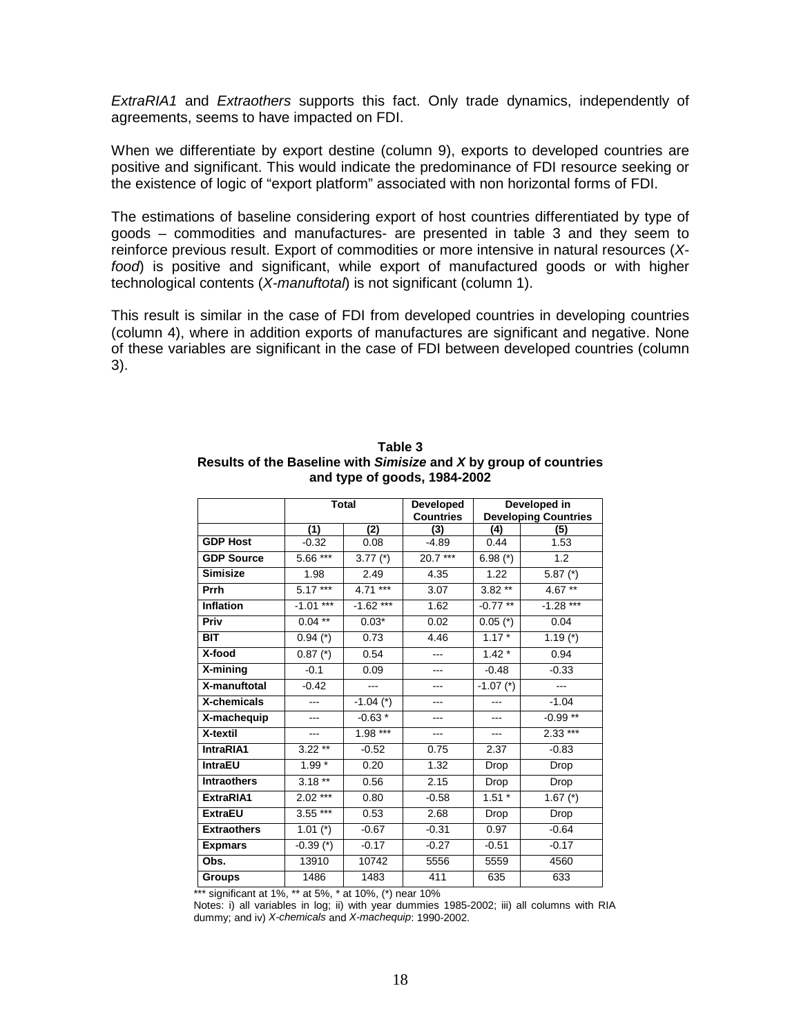*ExtraRIA1* and *Extraothers* supports this fact. Only trade dynamics, independently of agreements, seems to have impacted on FDI.

When we differentiate by export destine (column 9), exports to developed countries are positive and significant. This would indicate the predominance of FDI resource seeking or the existence of logic of "export platform" associated with non horizontal forms of FDI.

The estimations of baseline considering export of host countries differentiated by type of goods – commodities and manufactures- are presented in table 3 and they seem to reinforce previous result. Export of commodities or more intensive in natural resources (*X-food*) is positive and significant, while export of manufactured goods or with higher technological contents (*X-manuftotal*) is not significant (column 1).

This result is similar in the case of FDI from developed countries in developing countries (column 4), where in addition exports of manufactures are significant and negative. None of these variables are significant in the case of FDI between developed countries (column 3).

**Table 3**
**Results of the Baseline with *Simisize* and *X* by group of countries and type of goods, 1984-2002**

| | Total | | Developed Countries | Developed in Developing Countries | |
|---|---|---|---|---|---|
| | (1) | (2) | (3) | (4) | (5) |
| **GDP Host** | -0.32 | 0.08 | -4.89 | 0.44 | 1.53 |
| **GDP Source** | 5.66 *** | 3.77 (*) | 20.7 *** | 6.98 (*) | 1.2 |
| **Simisize** | 1.98 | 2.49 | 4.35 | 1.22 | 5.87 (*) |
| **Prrh** | 5.17 *** | 4.71 *** | 3.07 | 3.82 ** | 4.67 ** |
| **Inflation** | -1.01 *** | -1.62 *** | 1.62 | -0.77 ** | -1.28 *** |
| **Priv** | 0.04 ** | 0.03* | 0.02 | 0.05 (*) | 0.04 |
| **BIT** | 0.94 (*) | 0.73 | 4.46 | 1.17 * | 1.19 (*) |
| **X-food** | 0.87 (*) | 0.54 | --- | 1.42 * | 0.94 |
| **X-mining** | -0.1 | 0.09 | --- | -0.48 | -0.33 |
| **X-manuftotal** | -0.42 | --- | --- | -1.07 (*) | --- |
| **X-chemicals** | --- | -1.04 (*) | --- | --- | -1.04 |
| **X-machequip** | --- | -0.63 * | --- | --- | -0.99 ** |
| **X-textil** | --- | 1.98 *** | --- | --- | 2.33 *** |
| **IntraRIA1** | 3.22 ** | -0.52 | 0.75 | 2.37 | -0.83 |
| **IntraEU** | 1.99 * | 0.20 | 1.32 | Drop | Drop |
| **Intraothers** | 3.18 ** | 0.56 | 2.15 | Drop | Drop |
| **ExtraRIA1** | 2.02 *** | 0.80 | -0.58 | 1.51 * | 1.67 (*) |
| **ExtraEU** | 3.55 *** | 0.53 | 2.68 | Drop | Drop |
| **Extraothers** | 1.01 (*) | -0.67 | -0.31 | 0.97 | -0.64 |
| **Expmars** | -0.39 (*) | -0.17 | -0.27 | -0.51 | -0.17 |
| **Obs.** | 13910 | 10742 | 5556 | 5559 | 4560 |
| **Groups** | 1486 | 1483 | 411 | 635 | 633 |

*** significant at 1%, ** at 5%, * at 10%, (*) near 10%

Notes: i) all variables in log; ii) with year dummies 1985-2002; iii) all columns with RIA dummy; and iv) *X-chemicals* and *X-machequip*: 1990-2002.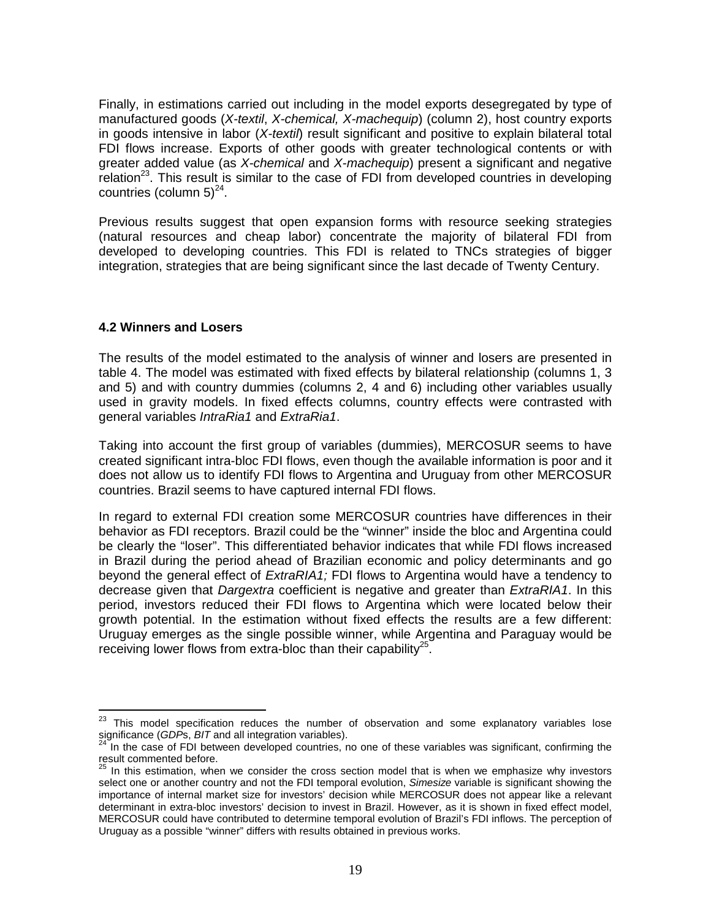Finally, in estimations carried out including in the model exports desegregated by type of manufactured goods (*X-textil*, *X-chemical, X-machequip*) (column 2), host country exports in goods intensive in labor (*X-textil*) result significant and positive to explain bilateral total FDI flows increase. Exports of other goods with greater technological contents or with greater added value (as *X-chemical* and *X-machequip*) present a significant and negative relation[23]. This result is similar to the case of FDI from developed countries in developing countries (column 5)[24].

Previous results suggest that open expansion forms with resource seeking strategies (natural resources and cheap labor) concentrate the majority of bilateral FDI from developed to developing countries. This FDI is related to TNCs strategies of bigger integration, strategies that are being significant since the last decade of Twenty Century.

### 4.2 Winners and Losers

The results of the model estimated to the analysis of winner and losers are presented in table 4. The model was estimated with fixed effects by bilateral relationship (columns 1, 3 and 5) and with country dummies (columns 2, 4 and 6) including other variables usually used in gravity models. In fixed effects columns, country effects were contrasted with general variables *IntraRia1* and *ExtraRia1*.

Taking into account the first group of variables (dummies), MERCOSUR seems to have created significant intra-bloc FDI flows, even though the available information is poor and it does not allow us to identify FDI flows to Argentina and Uruguay from other MERCOSUR countries. Brazil seems to have captured internal FDI flows.

In regard to external FDI creation some MERCOSUR countries have differences in their behavior as FDI receptors. Brazil could be the "winner" inside the bloc and Argentina could be clearly the "loser". This differentiated behavior indicates that while FDI flows increased in Brazil during the period ahead of Brazilian economic and policy determinants and go beyond the general effect of *ExtraRIA1;* FDI flows to Argentina would have a tendency to decrease given that *Dargextra* coefficient is negative and greater than *ExtraRIA1*. In this period, investors reduced their FDI flows to Argentina which were located below their growth potential. In the estimation without fixed effects the results are a few different: Uruguay emerges as the single possible winner, while Argentina and Paraguay would be receiving lower flows from extra-bloc than their capability[25].

---

[23] This model specification reduces the number of observation and some explanatory variables lose significance (*GDP*s, *BIT* and all integration variables).

[24] In the case of FDI between developed countries, no one of these variables was significant, confirming the result commented before.

[25] In this estimation, when we consider the cross section model that is when we emphasize why investors select one or another country and not the FDI temporal evolution, *Simesize* variable is significant showing the importance of internal market size for investors' decision while MERCOSUR does not appear like a relevant determinant in extra-bloc investors' decision to invest in Brazil. However, as it is shown in fixed effect model, MERCOSUR could have contributed to determine temporal evolution of Brazil's FDI inflows. The perception of Uruguay as a possible "winner" differs with results obtained in previous works.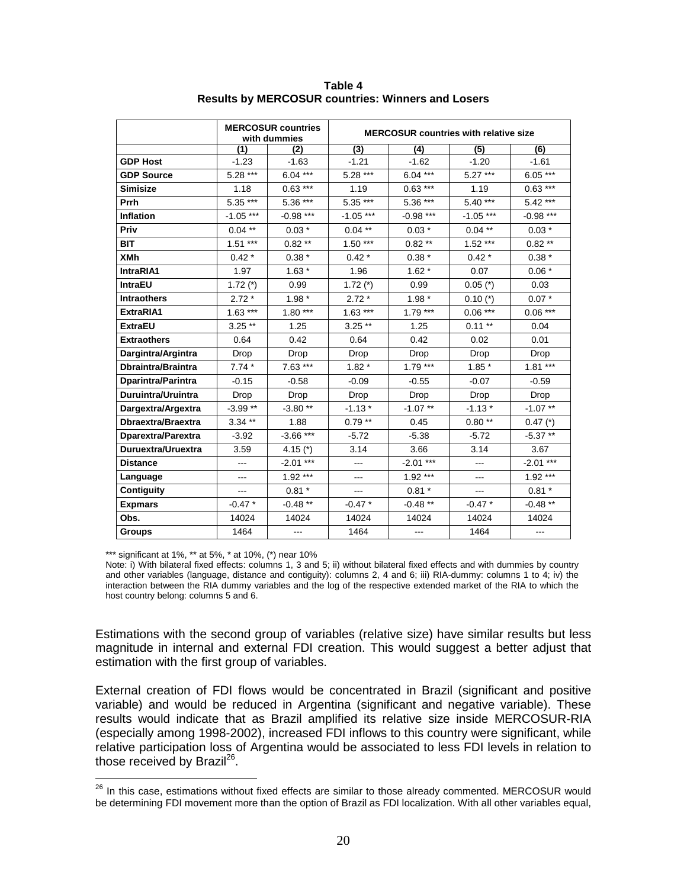**Table 4**
**Results by MERCOSUR countries: Winners and Losers**

| | MERCOSUR countries with dummies | | MERCOSUR countries with relative size | | | |
|---|---|---|---|---|---|---|
| | (1) | (2) | (3) | (4) | (5) | (6) |
| **GDP Host** | -1.23 | -1.63 | -1.21 | -1.62 | -1.20 | -1.61 |
| **GDP Source** | 5.28 *** | 6.04 *** | 5.28 *** | 6.04 *** | 5.27 *** | 6.05 *** |
| **Simisize** | 1.18 | 0.63 *** | 1.19 | 0.63 *** | 1.19 | 0.63 *** |
| **Prrh** | 5.35 *** | 5.36 *** | 5.35 *** | 5.36 *** | 5.40 *** | 5.42 *** |
| **Inflation** | -1.05 *** | -0.98 *** | -1.05 *** | -0.98 *** | -1.05 *** | -0.98 *** |
| **Priv** | 0.04 ** | 0.03 * | 0.04 ** | 0.03 * | 0.04 ** | 0.03 * |
| **BIT** | 1.51 *** | 0.82 ** | 1.50 *** | 0.82 ** | 1.52 *** | 0.82 ** |
| **XMh** | 0.42 * | 0.38 * | 0.42 * | 0.38 * | 0.42 * | 0.38 * |
| **IntraRIA1** | 1.97 | 1.63 * | 1.96 | 1.62 * | 0.07 | 0.06 * |
| **IntraEU** | 1.72 (*) | 0.99 | 1.72 (*) | 0.99 | 0.05 (*) | 0.03 |
| **Intraothers** | 2.72 * | 1.98 * | 2.72 * | 1.98 * | 0.10 (*) | 0.07 * |
| **ExtraRIA1** | 1.63 *** | 1.80 *** | 1.63 *** | 1.79 *** | 0.06 *** | 0.06 *** |
| **ExtraEU** | 3.25 ** | 1.25 | 3.25 ** | 1.25 | 0.11 ** | 0.04 |
| **Extraothers** | 0.64 | 0.42 | 0.64 | 0.42 | 0.02 | 0.01 |
| **Dargintra/Argintra** | Drop | Drop | Drop | Drop | Drop | Drop |
| **Dbraintra/Braintra** | 7.74 * | 7.63 *** | 1.82 * | 1.79 *** | 1.85 * | 1.81 *** |
| **Dparintra/Parintra** | -0.15 | -0.58 | -0.09 | -0.55 | -0.07 | -0.59 |
| **Duruintra/Uruintra** | Drop | Drop | Drop | Drop | Drop | Drop |
| **Dargextra/Argextra** | -3.99 ** | -3.80 ** | -1.13 * | -1.07 ** | -1.13 * | -1.07 ** |
| **Dbraextra/Braextra** | 3.34 ** | 1.88 | 0.79 ** | 0.45 | 0.80 ** | 0.47 (*) |
| **Dparextra/Parextra** | -3.92 | -3.66 *** | -5.72 | -5.38 | -5.72 | -5.37 ** |
| **Duruextra/Uruextra** | 3.59 | 4.15 (*) | 3.14 | 3.66 | 3.14 | 3.67 |
| **Distance** | --- | -2.01 *** | --- | -2.01 *** | --- | -2.01 *** |
| **Language** | --- | 1.92 *** | --- | 1.92 *** | --- | 1.92 *** |
| **Contiguity** | --- | 0.81 * | --- | 0.81 * | --- | 0.81 * |
| **Expmars** | -0.47 * | -0.48 ** | -0.47 * | -0.48 ** | -0.47 * | -0.48 ** |
| **Obs.** | 14024 | 14024 | 14024 | 14024 | 14024 | 14024 |
| **Groups** | 1464 | --- | 1464 | --- | 1464 | --- |

*** significant at 1%, ** at 5%, * at 10%, (*) near 10%

Note: i) With bilateral fixed effects: columns 1, 3 and 5; ii) without bilateral fixed effects and with dummies by country and other variables (language, distance and contiguity): columns 2, 4 and 6; iii) RIA-dummy: columns 1 to 4; iv) the interaction between the RIA dummy variables and the log of the respective extended market of the RIA to which the host country belong: columns 5 and 6.

Estimations with the second group of variables (relative size) have similar results but less magnitude in internal and external FDI creation. This would suggest a better adjust that estimation with the first group of variables.

External creation of FDI flows would be concentrated in Brazil (significant and positive variable) and would be reduced in Argentina (significant and negative variable). These results would indicate that as Brazil amplified its relative size inside MERCOSUR-RIA (especially among 1998-2002), increased FDI inflows to this country were significant, while relative participation loss of Argentina would be associated to less FDI levels in relation to those received by Brazil[26].

[26] In this case, estimations without fixed effects are similar to those already commented. MERCOSUR would be determining FDI movement more than the option of Brazil as FDI localization. With all other variables equal,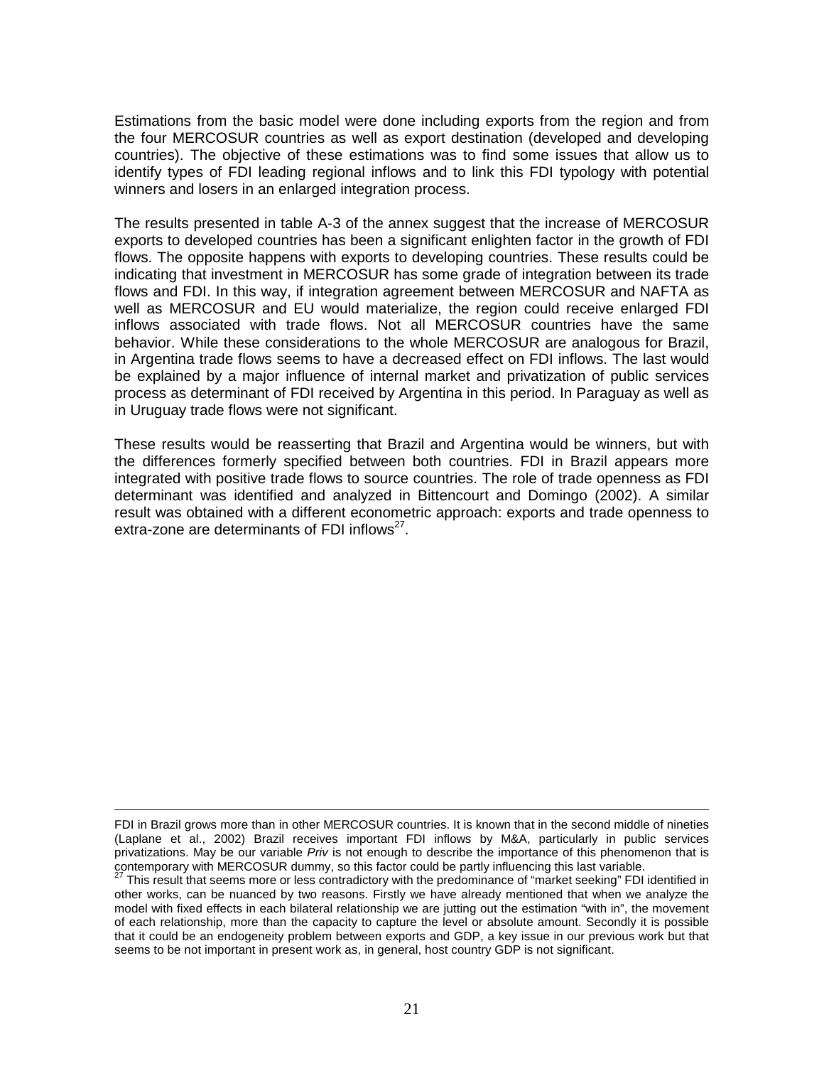Estimations from the basic model were done including exports from the region and from the four MERCOSUR countries as well as export destination (developed and developing countries). The objective of these estimations was to find some issues that allow us to identify types of FDI leading regional inflows and to link this FDI typology with potential winners and losers in an enlarged integration process.

The results presented in table A-3 of the annex suggest that the increase of MERCOSUR exports to developed countries has been a significant enlighten factor in the growth of FDI flows. The opposite happens with exports to developing countries. These results could be indicating that investment in MERCOSUR has some grade of integration between its trade flows and FDI. In this way, if integration agreement between MERCOSUR and NAFTA as well as MERCOSUR and EU would materialize, the region could receive enlarged FDI inflows associated with trade flows. Not all MERCOSUR countries have the same behavior. While these considerations to the whole MERCOSUR are analogous for Brazil, in Argentina trade flows seems to have a decreased effect on FDI inflows. The last would be explained by a major influence of internal market and privatization of public services process as determinant of FDI received by Argentina in this period. In Paraguay as well as in Uruguay trade flows were not significant.

These results would be reasserting that Brazil and Argentina would be winners, but with the differences formerly specified between both countries. FDI in Brazil appears more integrated with positive trade flows to source countries. The role of trade openness as FDI determinant was identified and analyzed in Bittencourt and Domingo (2002). A similar result was obtained with a different econometric approach: exports and trade openness to extra-zone are determinants of FDI inflows[27].

---

FDI in Brazil grows more than in other MERCOSUR countries. It is known that in the second middle of nineties (Laplane et al., 2002) Brazil receives important FDI inflows by M&A, particularly in public services privatizations. May be our variable *Priv* is not enough to describe the importance of this phenomenon that is contemporary with MERCOSUR dummy, so this factor could be partly influencing this last variable.

[27] This result that seems more or less contradictory with the predominance of "market seeking" FDI identified in other works, can be nuanced by two reasons. Firstly we have already mentioned that when we analyze the model with fixed effects in each bilateral relationship we are jutting out the estimation "with in", the movement of each relationship, more than the capacity to capture the level or absolute amount. Secondly it is possible that it could be an endogeneity problem between exports and GDP, a key issue in our previous work but that seems to be not important in present work as, in general, host country GDP is not significant.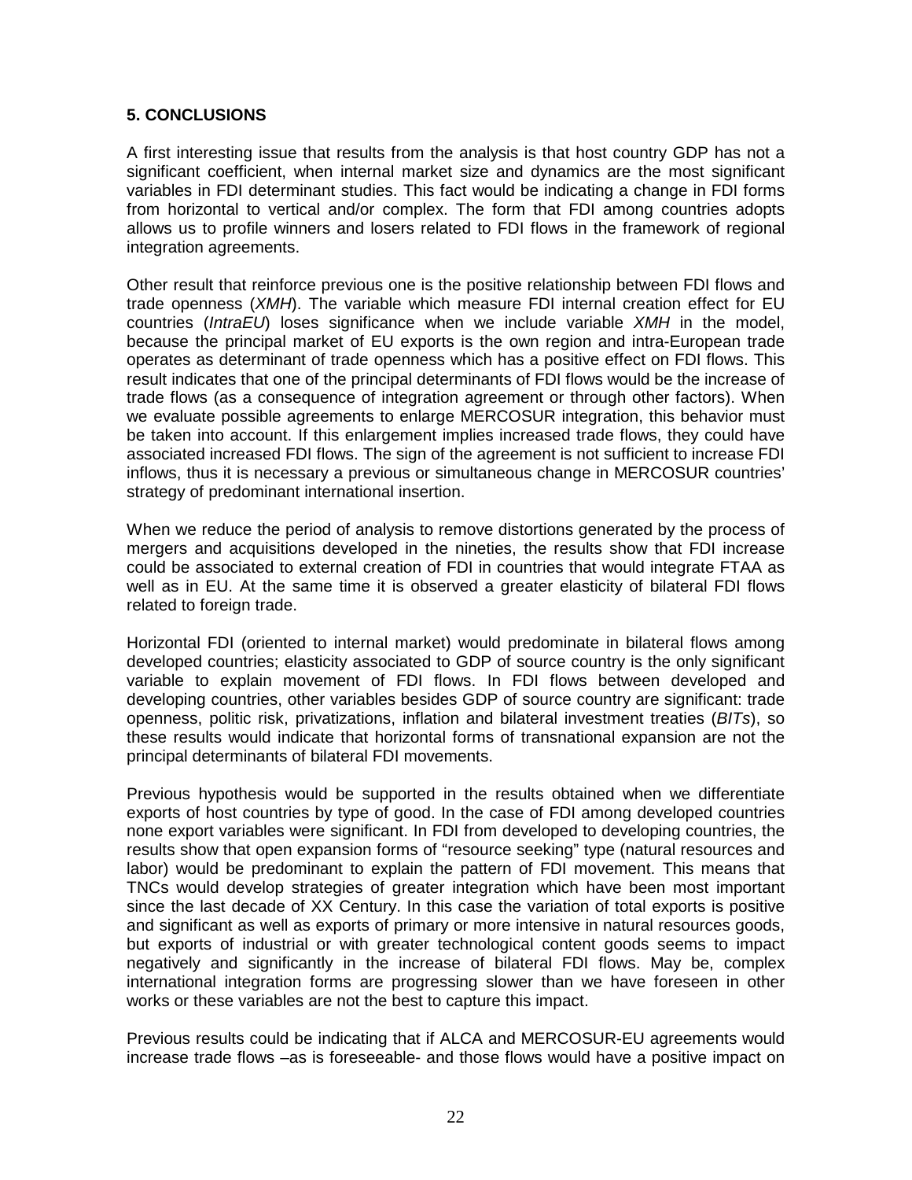**5. CONCLUSIONS**

A first interesting issue that results from the analysis is that host country GDP has not a significant coefficient, when internal market size and dynamics are the most significant variables in FDI determinant studies. This fact would be indicating a change in FDI forms from horizontal to vertical and/or complex. The form that FDI among countries adopts allows us to profile winners and losers related to FDI flows in the framework of regional integration agreements.

Other result that reinforce previous one is the positive relationship between FDI flows and trade openness (*XMH*). The variable which measure FDI internal creation effect for EU countries (*IntraEU*) loses significance when we include variable *XMH* in the model, because the principal market of EU exports is the own region and intra-European trade operates as determinant of trade openness which has a positive effect on FDI flows. This result indicates that one of the principal determinants of FDI flows would be the increase of trade flows (as a consequence of integration agreement or through other factors). When we evaluate possible agreements to enlarge MERCOSUR integration, this behavior must be taken into account. If this enlargement implies increased trade flows, they could have associated increased FDI flows. The sign of the agreement is not sufficient to increase FDI inflows, thus it is necessary a previous or simultaneous change in MERCOSUR countries' strategy of predominant international insertion.

When we reduce the period of analysis to remove distortions generated by the process of mergers and acquisitions developed in the nineties, the results show that FDI increase could be associated to external creation of FDI in countries that would integrate FTAA as well as in EU. At the same time it is observed a greater elasticity of bilateral FDI flows related to foreign trade.

Horizontal FDI (oriented to internal market) would predominate in bilateral flows among developed countries; elasticity associated to GDP of source country is the only significant variable to explain movement of FDI flows. In FDI flows between developed and developing countries, other variables besides GDP of source country are significant: trade openness, politic risk, privatizations, inflation and bilateral investment treaties (*BITs*), so these results would indicate that horizontal forms of transnational expansion are not the principal determinants of bilateral FDI movements.

Previous hypothesis would be supported in the results obtained when we differentiate exports of host countries by type of good. In the case of FDI among developed countries none export variables were significant. In FDI from developed to developing countries, the results show that open expansion forms of "resource seeking" type (natural resources and labor) would be predominant to explain the pattern of FDI movement. This means that TNCs would develop strategies of greater integration which have been most important since the last decade of XX Century. In this case the variation of total exports is positive and significant as well as exports of primary or more intensive in natural resources goods, but exports of industrial or with greater technological content goods seems to impact negatively and significantly in the increase of bilateral FDI flows. May be, complex international integration forms are progressing slower than we have foreseen in other works or these variables are not the best to capture this impact.

Previous results could be indicating that if ALCA and MERCOSUR-EU agreements would increase trade flows –as is foreseeable- and those flows would have a positive impact on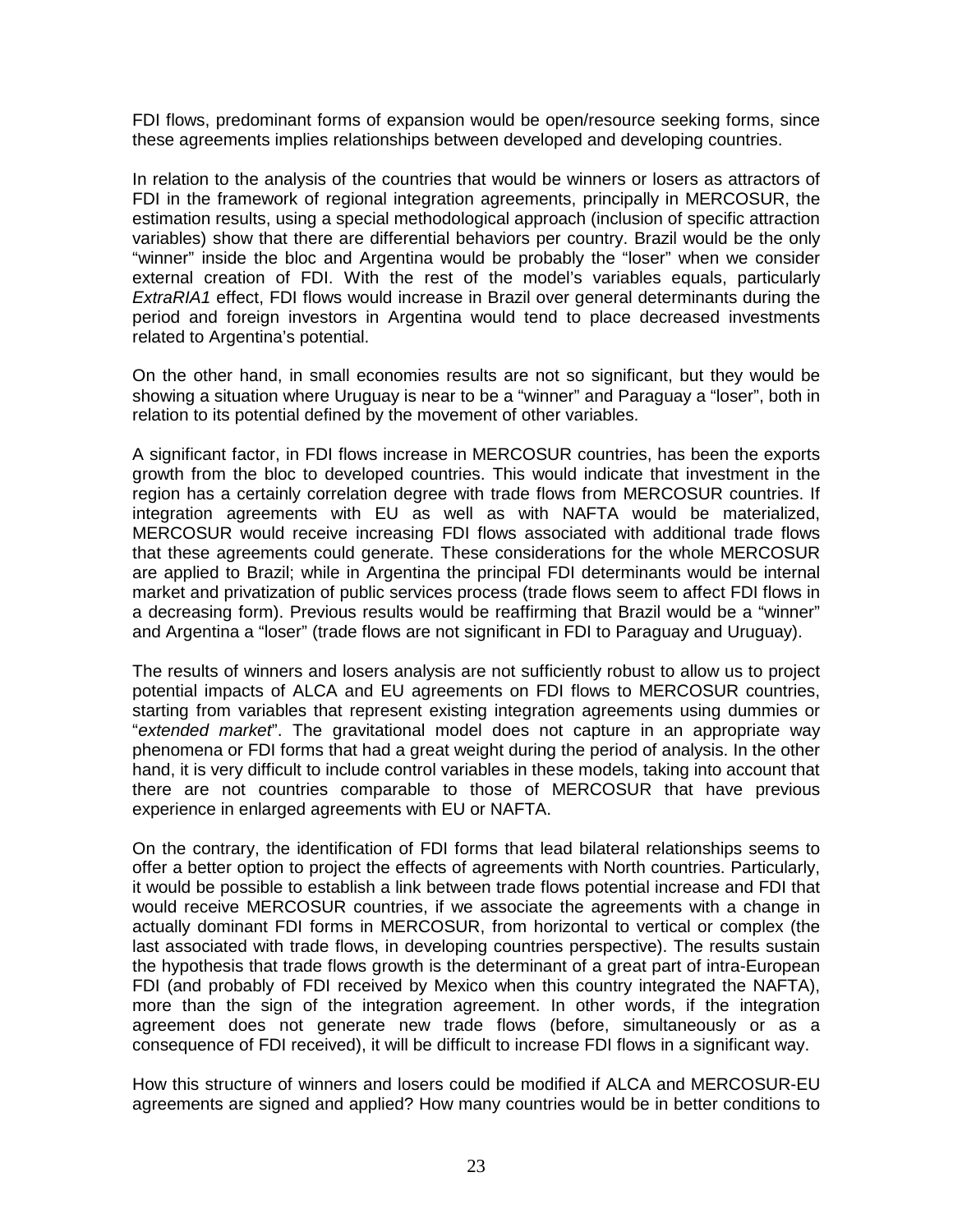FDI flows, predominant forms of expansion would be open/resource seeking forms, since these agreements implies relationships between developed and developing countries.

In relation to the analysis of the countries that would be winners or losers as attractors of FDI in the framework of regional integration agreements, principally in MERCOSUR, the estimation results, using a special methodological approach (inclusion of specific attraction variables) show that there are differential behaviors per country. Brazil would be the only "winner" inside the bloc and Argentina would be probably the "loser" when we consider external creation of FDI. With the rest of the model's variables equals, particularly *ExtraRIA1* effect, FDI flows would increase in Brazil over general determinants during the period and foreign investors in Argentina would tend to place decreased investments related to Argentina's potential.

On the other hand, in small economies results are not so significant, but they would be showing a situation where Uruguay is near to be a "winner" and Paraguay a "loser", both in relation to its potential defined by the movement of other variables.

A significant factor, in FDI flows increase in MERCOSUR countries, has been the exports growth from the bloc to developed countries. This would indicate that investment in the region has a certainly correlation degree with trade flows from MERCOSUR countries. If integration agreements with EU as well as with NAFTA would be materialized, MERCOSUR would receive increasing FDI flows associated with additional trade flows that these agreements could generate. These considerations for the whole MERCOSUR are applied to Brazil; while in Argentina the principal FDI determinants would be internal market and privatization of public services process (trade flows seem to affect FDI flows in a decreasing form). Previous results would be reaffirming that Brazil would be a "winner" and Argentina a "loser" (trade flows are not significant in FDI to Paraguay and Uruguay).

The results of winners and losers analysis are not sufficiently robust to allow us to project potential impacts of ALCA and EU agreements on FDI flows to MERCOSUR countries, starting from variables that represent existing integration agreements using dummies or "*extended market*". The gravitational model does not capture in an appropriate way phenomena or FDI forms that had a great weight during the period of analysis. In the other hand, it is very difficult to include control variables in these models, taking into account that there are not countries comparable to those of MERCOSUR that have previous experience in enlarged agreements with EU or NAFTA.

On the contrary, the identification of FDI forms that lead bilateral relationships seems to offer a better option to project the effects of agreements with North countries. Particularly, it would be possible to establish a link between trade flows potential increase and FDI that would receive MERCOSUR countries, if we associate the agreements with a change in actually dominant FDI forms in MERCOSUR, from horizontal to vertical or complex (the last associated with trade flows, in developing countries perspective). The results sustain the hypothesis that trade flows growth is the determinant of a great part of intra-European FDI (and probably of FDI received by Mexico when this country integrated the NAFTA), more than the sign of the integration agreement. In other words, if the integration agreement does not generate new trade flows (before, simultaneously or as a consequence of FDI received), it will be difficult to increase FDI flows in a significant way.

How this structure of winners and losers could be modified if ALCA and MERCOSUR-EU agreements are signed and applied? How many countries would be in better conditions to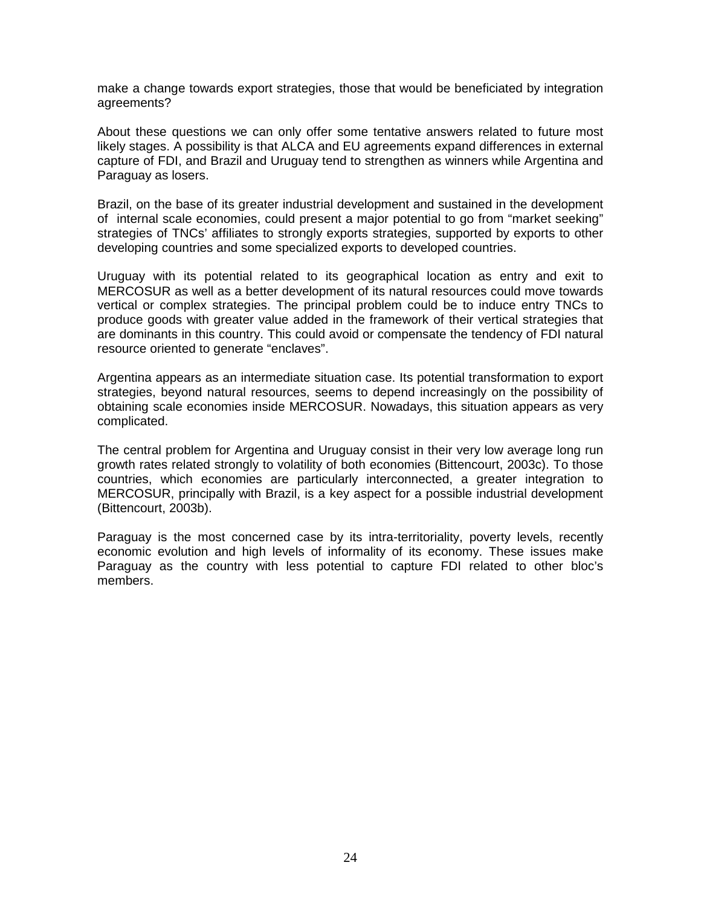make a change towards export strategies, those that would be beneficiated by integration agreements?

About these questions we can only offer some tentative answers related to future most likely stages. A possibility is that ALCA and EU agreements expand differences in external capture of FDI, and Brazil and Uruguay tend to strengthen as winners while Argentina and Paraguay as losers.

Brazil, on the base of its greater industrial development and sustained in the development of internal scale economies, could present a major potential to go from "market seeking" strategies of TNCs' affiliates to strongly exports strategies, supported by exports to other developing countries and some specialized exports to developed countries.

Uruguay with its potential related to its geographical location as entry and exit to MERCOSUR as well as a better development of its natural resources could move towards vertical or complex strategies. The principal problem could be to induce entry TNCs to produce goods with greater value added in the framework of their vertical strategies that are dominants in this country. This could avoid or compensate the tendency of FDI natural resource oriented to generate "enclaves".

Argentina appears as an intermediate situation case. Its potential transformation to export strategies, beyond natural resources, seems to depend increasingly on the possibility of obtaining scale economies inside MERCOSUR. Nowadays, this situation appears as very complicated.

The central problem for Argentina and Uruguay consist in their very low average long run growth rates related strongly to volatility of both economies (Bittencourt, 2003c). To those countries, which economies are particularly interconnected, a greater integration to MERCOSUR, principally with Brazil, is a key aspect for a possible industrial development (Bittencourt, 2003b).

Paraguay is the most concerned case by its intra-territoriality, poverty levels, recently economic evolution and high levels of informality of its economy. These issues make Paraguay as the country with less potential to capture FDI related to other bloc's members.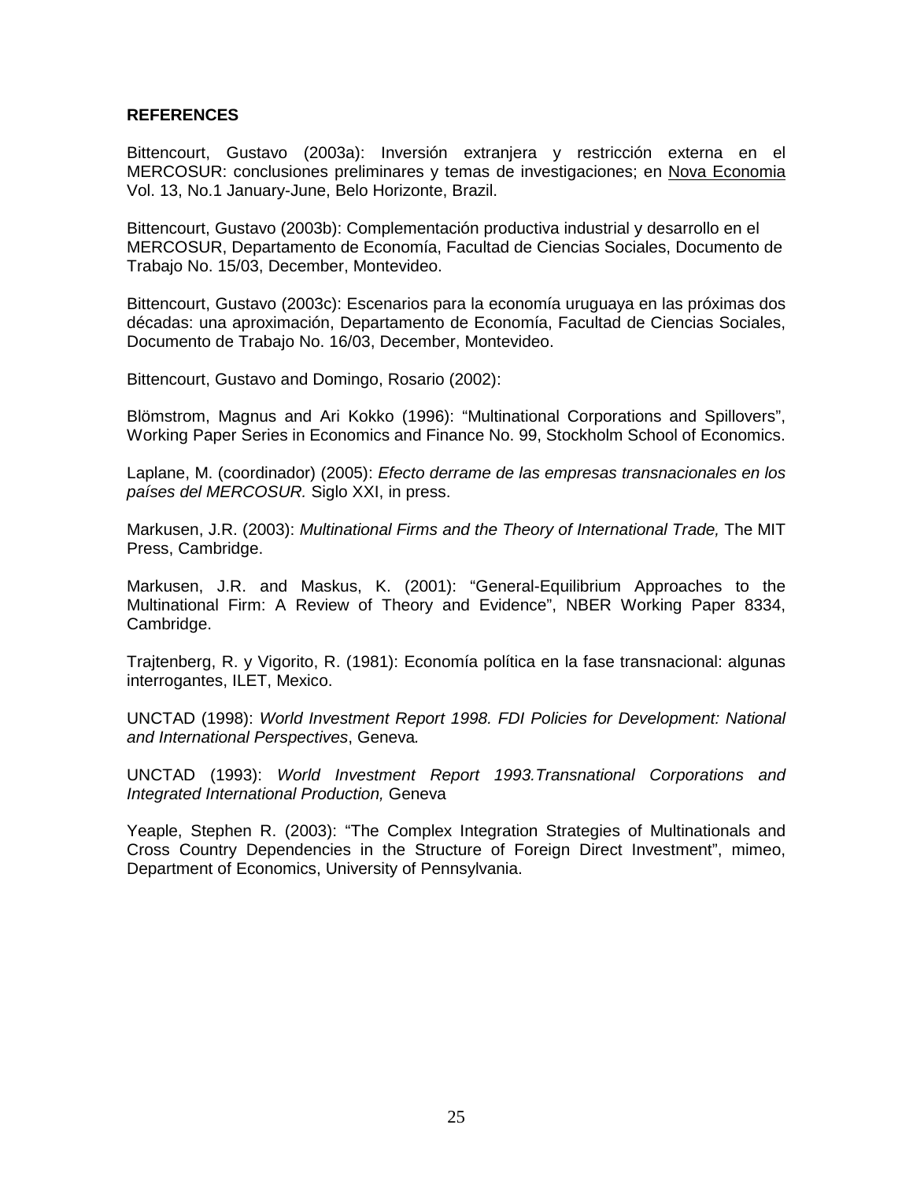## REFERENCES

Bittencourt, Gustavo (2003a): Inversión extranjera y restricción externa en el MERCOSUR: conclusiones preliminares y temas de investigaciones; en Nova Economia Vol. 13, No.1 January-June, Belo Horizonte, Brazil.

Bittencourt, Gustavo (2003b): Complementación productiva industrial y desarrollo en el MERCOSUR, Departamento de Economía, Facultad de Ciencias Sociales, Documento de Trabajo No. 15/03, December, Montevideo.

Bittencourt, Gustavo (2003c): Escenarios para la economía uruguaya en las próximas dos décadas: una aproximación, Departamento de Economía, Facultad de Ciencias Sociales, Documento de Trabajo No. 16/03, December, Montevideo.

Bittencourt, Gustavo and Domingo, Rosario (2002):

Blömstrom, Magnus and Ari Kokko (1996): "Multinational Corporations and Spillovers", Working Paper Series in Economics and Finance No. 99, Stockholm School of Economics.

Laplane, M. (coordinador) (2005): *Efecto derrame de las empresas transnacionales en los países del MERCOSUR.* Siglo XXI, in press.

Markusen, J.R. (2003): *Multinational Firms and the Theory of International Trade,* The MIT Press, Cambridge.

Markusen, J.R. and Maskus, K. (2001): "General-Equilibrium Approaches to the Multinational Firm: A Review of Theory and Evidence", NBER Working Paper 8334, Cambridge.

Trajtenberg, R. y Vigorito, R. (1981): Economía política en la fase transnacional: algunas interrogantes, ILET, Mexico.

UNCTAD (1998): *World Investment Report 1998. FDI Policies for Development: National and International Perspectives*, Geneva.

UNCTAD (1993): *World Investment Report 1993.Transnational Corporations and Integrated International Production,* Geneva

Yeaple, Stephen R. (2003): "The Complex Integration Strategies of Multinationals and Cross Country Dependencies in the Structure of Foreign Direct Investment", mimeo, Department of Economics, University of Pennsylvania.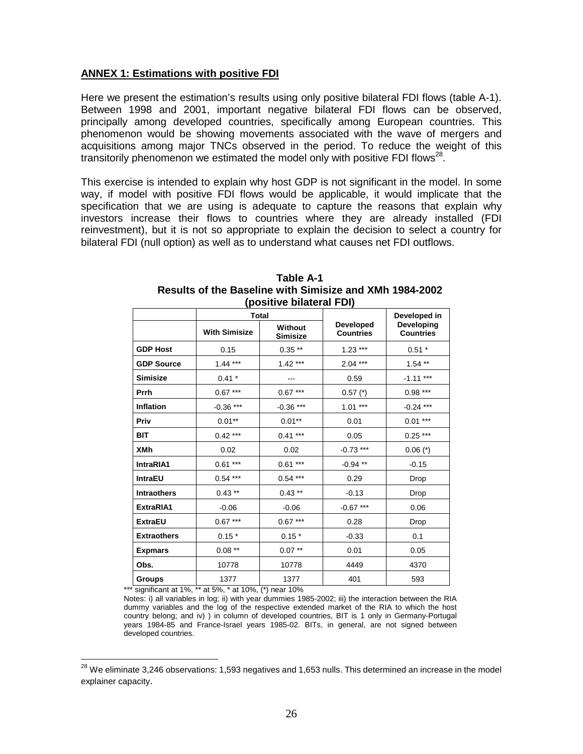## ANNEX 1: Estimations with positive FDI

Here we present the estimation's results using only positive bilateral FDI flows (table A-1). Between 1998 and 2001, important negative bilateral FDI flows can be observed, principally among developed countries, specifically among European countries. This phenomenon would be showing movements associated with the wave of mergers and acquisitions among major TNCs observed in the period. To reduce the weight of this transitorily phenomenon we estimated the model only with positive FDI flows[28].

This exercise is intended to explain why host GDP is not significant in the model. In some way, if model with positive FDI flows would be applicable, it would implicate that the specification that we are using is adequate to capture the reasons that explain why investors increase their flows to countries where they are already installed (FDI reinvestment), but it is not so appropriate to explain the decision to select a country for bilateral FDI (null option) as well as to understand what causes net FDI outflows.

**Table A-1**
**Results of the Baseline with Simisize and XMh 1984-2002 (positive bilateral FDI)**

| | Total | | Developed Countries | Developed in Developing Countries |
|---|---|---|---|---|
| | With Simisize | Without Simisize | | |
| **GDP Host** | 0.15 | 0.35 ** | 1.23 *** | 0.51 * |
| **GDP Source** | 1.44 *** | 1.42 *** | 2.04 *** | 1.54 ** |
| **Simisize** | 0.41 * | --- | 0.59 | -1.11 *** |
| **Prrh** | 0.67 *** | 0.67 *** | 0.57 (*) | 0.98 *** |
| **Inflation** | -0.36 *** | -0.36 *** | 1.01 *** | -0.24 *** |
| **Priv** | 0.01** | 0.01** | 0.01 | 0.01 *** |
| **BIT** | 0.42 *** | 0.41 *** | 0.05 | 0.25 *** |
| **XMh** | 0.02 | 0.02 | -0.73 *** | 0.06 (*) |
| **IntraRIA1** | 0.61 *** | 0.61 *** | -0.94 ** | -0.15 |
| **IntraEU** | 0.54 *** | 0.54 *** | 0.29 | Drop |
| **Intraothers** | 0.43 ** | 0.43 ** | -0.13 | Drop |
| **ExtraRIA1** | -0.06 | -0.06 | -0.67 *** | 0.06 |
| **ExtraEU** | 0.67 *** | 0.67 *** | 0.28 | Drop |
| **Extraothers** | 0.15 * | 0.15 * | -0.33 | 0.1 |
| **Expmars** | 0.08 ** | 0.07 ** | 0.01 | 0.05 |
| **Obs.** | 10778 | 10778 | 4449 | 4370 |
| **Groups** | 1377 | 1377 | 401 | 593 |

*** significant at 1%, ** at 5%, * at 10%, (*) near 10%

Notes: i) all variables in log; ii) with year dummies 1985-2002; iii) the interaction between the RIA dummy variables and the log of the respective extended market of the RIA to which the host country belong; and iv) ) in column of developed countries, BIT is 1 only in Germany-Portugal years 1984-85 and France-Israel years 1985-02. BITs, in general, are not signed between developed countries.

[28] We eliminate 3,246 observations: 1,593 negatives and 1,653 nulls. This determined an increase in the model explainer capacity.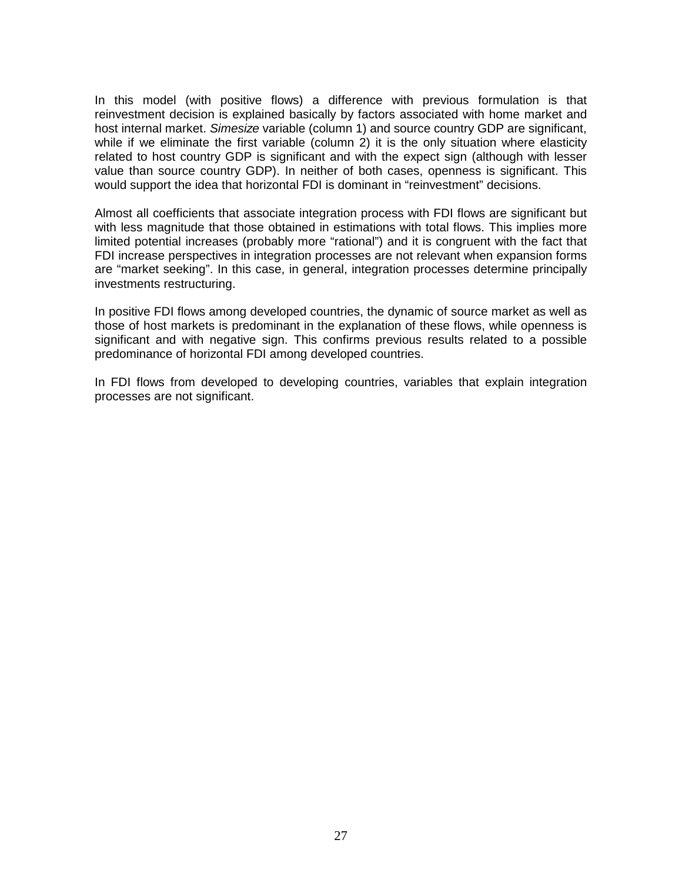In this model (with positive flows) a difference with previous formulation is that reinvestment decision is explained basically by factors associated with home market and host internal market. *Simesize* variable (column 1) and source country GDP are significant, while if we eliminate the first variable (column 2) it is the only situation where elasticity related to host country GDP is significant and with the expect sign (although with lesser value than source country GDP). In neither of both cases, openness is significant. This would support the idea that horizontal FDI is dominant in "reinvestment" decisions.

Almost all coefficients that associate integration process with FDI flows are significant but with less magnitude that those obtained in estimations with total flows. This implies more limited potential increases (probably more "rational") and it is congruent with the fact that FDI increase perspectives in integration processes are not relevant when expansion forms are "market seeking". In this case, in general, integration processes determine principally investments restructuring.

In positive FDI flows among developed countries, the dynamic of source market as well as those of host markets is predominant in the explanation of these flows, while openness is significant and with negative sign. This confirms previous results related to a possible predominance of horizontal FDI among developed countries.

In FDI flows from developed to developing countries, variables that explain integration processes are not significant.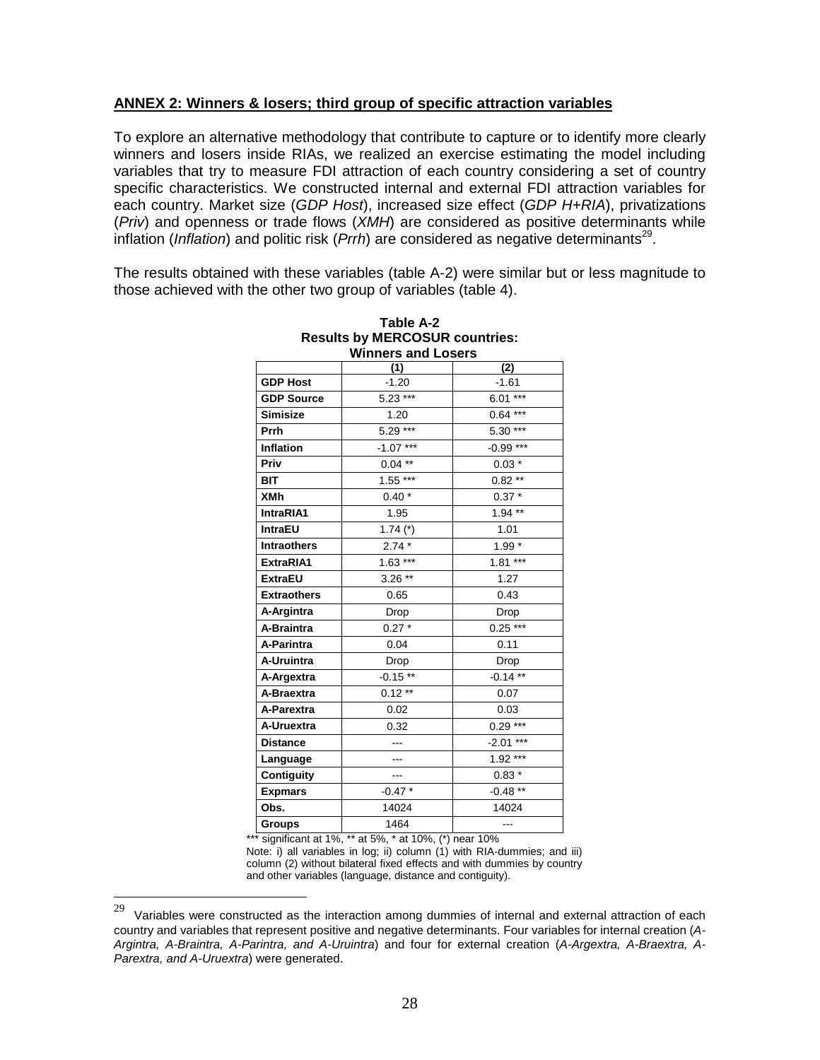## ANNEX 2: Winners & losers; third group of specific attraction variables

To explore an alternative methodology that contribute to capture or to identify more clearly winners and losers inside RIAs, we realized an exercise estimating the model including variables that try to measure FDI attraction of each country considering a set of country specific characteristics. We constructed internal and external FDI attraction variables for each country. Market size (*GDP Host*), increased size effect (*GDP H+RIA*), privatizations (*Priv*) and openness or trade flows (*XMH*) are considered as positive determinants while inflation (*Inflation*) and politic risk (*Prrh*) are considered as negative determinants[29].

The results obtained with these variables (table A-2) were similar but or less magnitude to those achieved with the other two group of variables (table 4).

**Table A-2**
**Results by MERCOSUR countries:**
**Winners and Losers**

| | (1) | (2) |
|---|---|---|
| **GDP Host** | -1.20 | -1.61 |
| **GDP Source** | 5.23 *** | 6.01 *** |
| **Simisize** | 1.20 | 0.64 *** |
| **Prrh** | 5.29 *** | 5.30 *** |
| **Inflation** | -1.07 *** | -0.99 *** |
| **Priv** | 0.04 ** | 0.03 * |
| **BIT** | 1.55 *** | 0.82 ** |
| **XMh** | 0.40 * | 0.37 * |
| **IntraRIA1** | 1.95 | 1.94 ** |
| **IntraEU** | 1.74 (*) | 1.01 |
| **Intraothers** | 2.74 * | 1.99 * |
| **ExtraRIA1** | 1.63 *** | 1.81 *** |
| **ExtraEU** | 3.26 ** | 1.27 |
| **Extraothers** | 0.65 | 0.43 |
| **A-Argintra** | Drop | Drop |
| **A-Braintra** | 0.27 * | 0.25 *** |
| **A-Parintra** | 0.04 | 0.11 |
| **A-Uruintra** | Drop | Drop |
| **A-Argextra** | -0.15 ** | -0.14 ** |
| **A-Braextra** | 0.12 ** | 0.07 |
| **A-Parextra** | 0.02 | 0.03 |
| **A-Uruextra** | 0.32 | 0.29 *** |
| **Distance** | --- | -2.01 *** |
| **Language** | --- | 1.92 *** |
| **Contiguity** | --- | 0.83 * |
| **Expmars** | -0.47 * | -0.48 ** |
| **Obs.** | 14024 | 14024 |
| **Groups** | 1464 | --- |

*** significant at 1%, ** at 5%, * at 10%, (*) near 10%
Note: i) all variables in log; ii) column (1) with RIA-dummies; and iii) column (2) without bilateral fixed effects and with dummies by country and other variables (language, distance and contiguity).

---

[29] Variables were constructed as the interaction among dummies of internal and external attraction of each country and variables that represent positive and negative determinants. Four variables for internal creation (*A-Argintra, A-Braintra, A-Parintra, and A-Uruintra*) and four for external creation (*A-Argextra, A-Braextra, A-Parextra, and A-Uruextra*) were generated.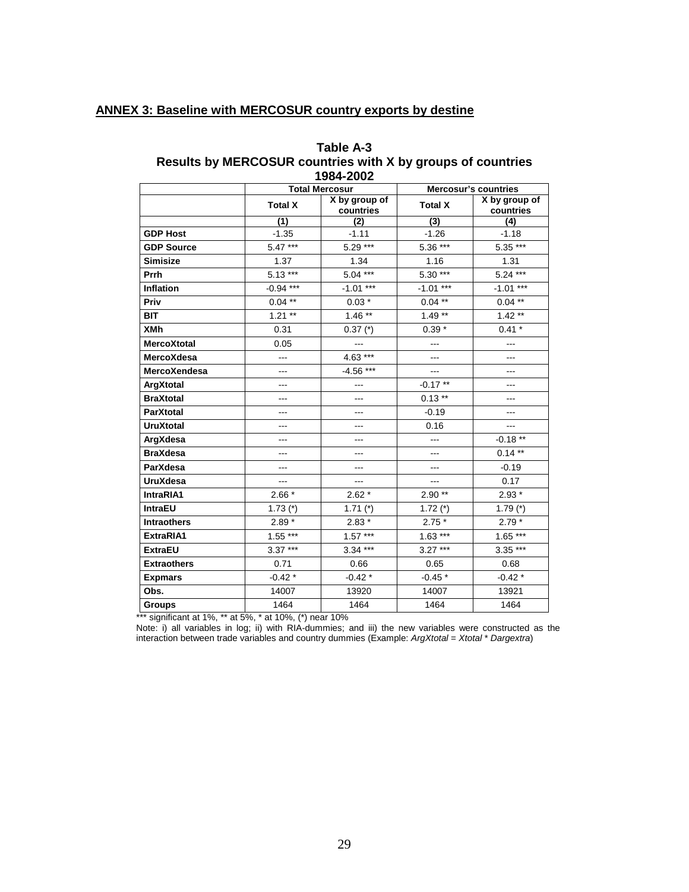## ANNEX 3: Baseline with MERCOSUR country exports by destine

**Table A-3**
**Results by MERCOSUR countries with X by groups of countries**
**1984-2002**

| | Total Mercosur | | Mercosur's countries | |
|---|---|---|---|---|
| | Total X | X by group of countries | Total X | X by group of countries |
| | (1) | (2) | (3) | (4) |
| **GDP Host** | -1.35 | -1.11 | -1.26 | -1.18 |
| **GDP Source** | 5.47 *** | 5.29 *** | 5.36 *** | 5.35 *** |
| **Simisize** | 1.37 | 1.34 | 1.16 | 1.31 |
| **Prrh** | 5.13 *** | 5.04 *** | 5.30 *** | 5.24 *** |
| **Inflation** | -0.94 *** | -1.01 *** | -1.01 *** | -1.01 *** |
| **Priv** | 0.04 ** | 0.03 * | 0.04 ** | 0.04 ** |
| **BIT** | 1.21 ** | 1.46 ** | 1.49 ** | 1.42 ** |
| **XMh** | 0.31 | 0.37 (*) | 0.39 * | 0.41 * |
| **MercoXtotal** | 0.05 | --- | --- | --- |
| **MercoXdesa** | --- | 4.63 *** | --- | --- |
| **MercoXendesa** | --- | -4.56 *** | --- | --- |
| **ArgXtotal** | --- | --- | -0.17 ** | --- |
| **BraXtotal** | --- | --- | 0.13 ** | --- |
| **ParXtotal** | --- | --- | -0.19 | --- |
| **UruXtotal** | --- | --- | 0.16 | --- |
| **ArgXdesa** | --- | --- | --- | -0.18 ** |
| **BraXdesa** | --- | --- | --- | 0.14 ** |
| **ParXdesa** | --- | --- | --- | -0.19 |
| **UruXdesa** | --- | --- | --- | 0.17 |
| **IntraRIA1** | 2.66 * | 2.62 * | 2.90 ** | 2.93 * |
| **IntraEU** | 1.73 (*) | 1.71 (*) | 1.72 (*) | 1.79 (*) |
| **Intraothers** | 2.89 * | 2.83 * | 2.75 * | 2.79 * |
| **ExtraRIA1** | 1.55 *** | 1.57 *** | 1.63 *** | 1.65 *** |
| **ExtraEU** | 3.37 *** | 3.34 *** | 3.27 *** | 3.35 *** |
| **Extraothers** | 0.71 | 0.66 | 0.65 | 0.68 |
| **Expmars** | -0.42 * | -0.42 * | -0.45 * | -0.42 * |
| **Obs.** | 14007 | 13920 | 14007 | 13921 |
| **Groups** | 1464 | 1464 | 1464 | 1464 |

*** significant at 1%, ** at 5%, * at 10%, (*) near 10%

Note: i) all variables in log; ii) with RIA-dummies; and iii) the new variables were constructed as the interaction between trade variables and country dummies (Example: *ArgXtotal* = *Xtotal* * *Dargextra*)